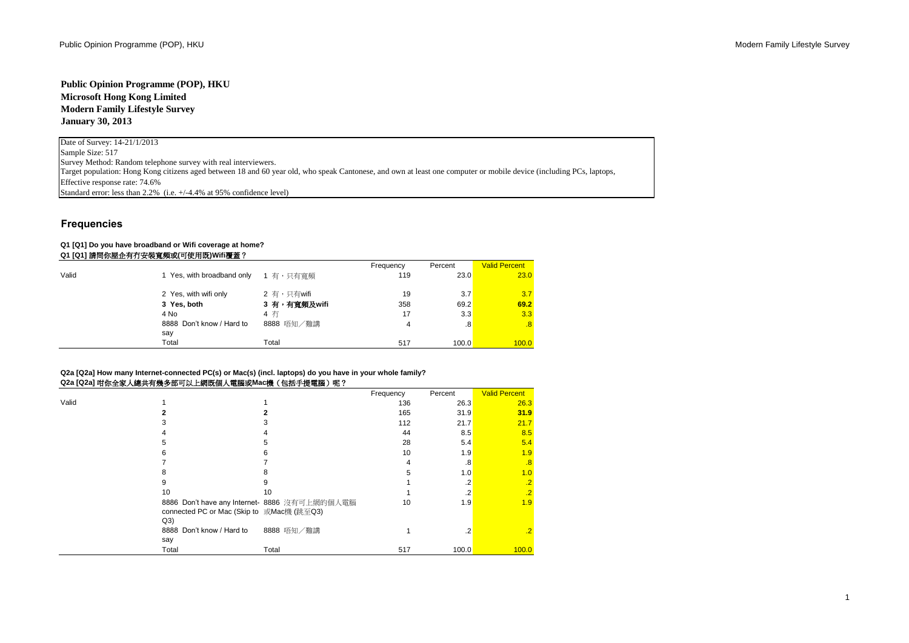**Public Opinion Programme (POP), HKU**
**Microsoft Hong Kong Limited**
**Modern Family Lifestyle Survey**
**January 30, 2013**

Date of Survey: 14-21/1/2013
Sample Size: 517
Survey Method: Random telephone survey with real interviewers.
Target population: Hong Kong citizens aged between 18 and 60 year old, who speak Cantonese, and own at least one computer or mobile device (including PCs, laptops,
Effective response rate: 74.6%
Standard error: less than 2.2% (i.e. +/-4.4% at 95% confidence level)

## Frequencies

**Q1 [Q1] Do you have broadband or Wifi coverage at home?**
**Q1 [Q1] 請問你屋企有冇安裝寬頻或(可使用既)Wifi覆蓋？**

| | | | Frequency | Percent | Valid Percent |
|---|---|---|---|---|---|
| Valid | 1 Yes, with broadband only | 1 有，只有寬頻 | 119 | 23.0 | 23.0 |
| | 2 Yes, with wifi only | 2 有，只有wifi | 19 | 3.7 | 3.7 |
| | **3 Yes, both** | **3 有，有寬頻及wifi** | 358 | 69.2 | **69.2** |
| | 4 No | 4 冇 | 17 | 3.3 | 3.3 |
| | 8888 Don't know / Hard to say | 8888 唔知／難講 | 4 | .8 | .8 |
| | Total | Total | 517 | 100.0 | 100.0 |

**Q2a [Q2a] How many Internet-connected PC(s) or Mac(s) (incl. laptops) do you have in your whole family?**
**Q2a [Q2a] 咁你全家人總共有幾多部可以上網既個人電腦或Mac機（包括手提電腦）呢？**

| | | | Frequency | Percent | Valid Percent |
|---|---|---|---|---|---|
| Valid | 1 | 1 | 136 | 26.3 | 26.3 |
| | **2** | **2** | 165 | 31.9 | **31.9** |
| | 3 | 3 | 112 | 21.7 | 21.7 |
| | 4 | 4 | 44 | 8.5 | 8.5 |
| | 5 | 5 | 28 | 5.4 | 5.4 |
| | 6 | 6 | 10 | 1.9 | 1.9 |
| | 7 | 7 | 4 | .8 | .8 |
| | 8 | 8 | 5 | 1.0 | 1.0 |
| | 9 | 9 | 1 | .2 | .2 |
| | 10 | 10 | 1 | .2 | .2 |
| | 8886 Don't have any Internet-connected PC or Mac (Skip to Q3) | 8886 沒有可上網的個人電腦或Mac機 (跳至Q3) | 10 | 1.9 | 1.9 |
| | 8888 Don't know / Hard to say | 8888 唔知／難講 | 1 | .2 | .2 |
| | Total | Total | 517 | 100.0 | 100.0 |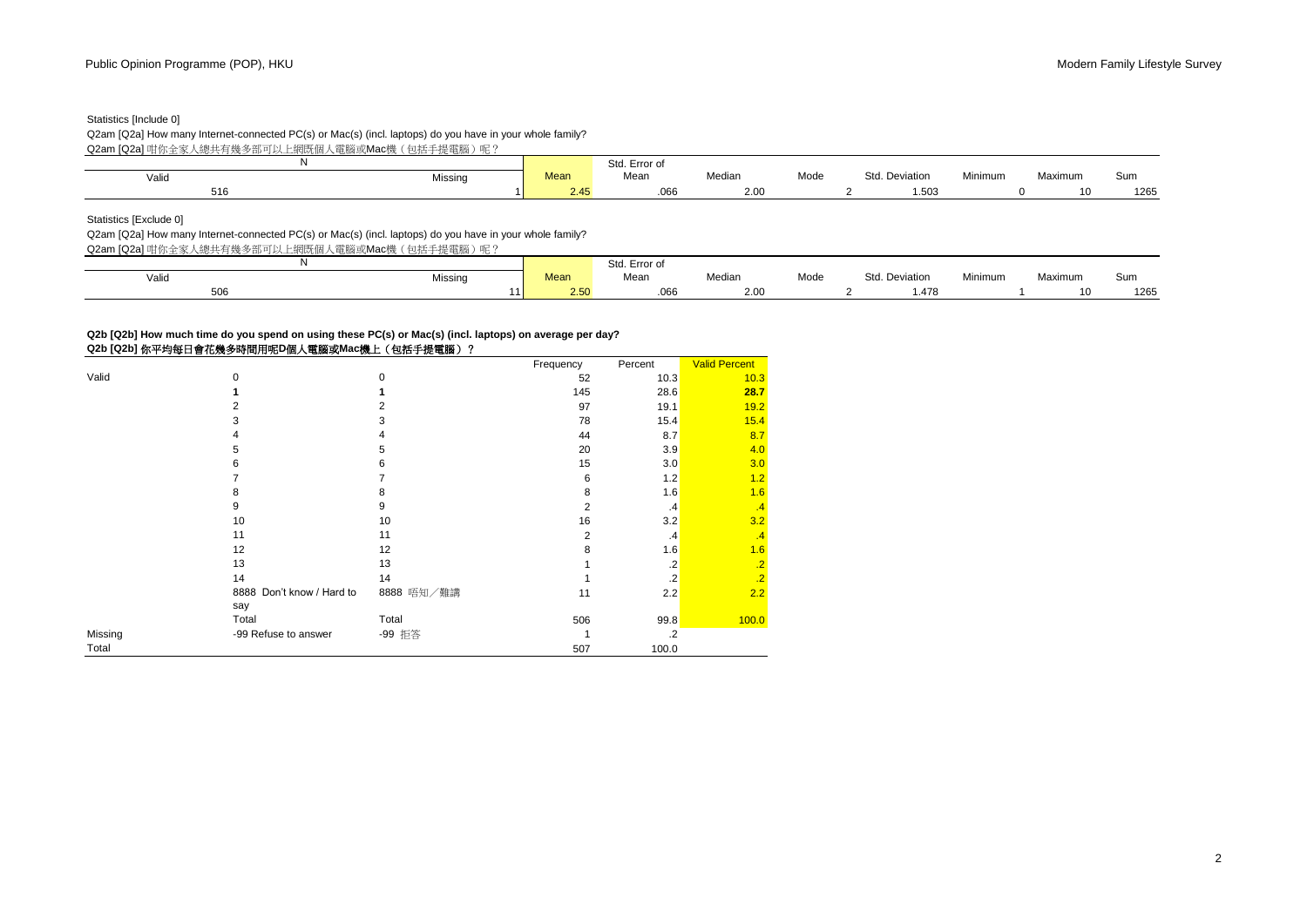Statistics [Include 0]

Q2am [Q2a] How many Internet-connected PC(s) or Mac(s) (incl. laptops) do you have in your whole family?

Q2am [Q2a] 咁你全家人總共有幾多部可以上網既個人電腦或Mac機（包括手提電腦）呢？

| N | | Mean | Std. Error of Mean | Median | Mode | Std. Deviation | Minimum | Maximum | Sum |
|---|---|---|---|---|---|---|---|---|---|
| Valid | Missing | | | | | | | | |
| 516 | 1 | 2.45 | .066 | 2.00 | 2 | 1.503 | 0 | 10 | 1265 |

Statistics [Exclude 0]

Q2am [Q2a] How many Internet-connected PC(s) or Mac(s) (incl. laptops) do you have in your whole family?

Q2am [Q2a] 咁你全家人總共有幾多部可以上網既個人電腦或Mac機（包括手提電腦）呢？

| N | | Mean | Std. Error of Mean | Median | Mode | Std. Deviation | Minimum | Maximum | Sum |
|---|---|---|---|---|---|---|---|---|---|
| Valid | Missing | | | | | | | | |
| 506 | 11 | 2.50 | .066 | 2.00 | 2 | 1.478 | 1 | 10 | 1265 |

**Q2b [Q2b] How much time do you spend on using these PC(s) or Mac(s) (incl. laptops) on average per day?**

**Q2b [Q2b] 你平均每日會花幾多時間用呢D個人電腦或Mac機上（包括手提電腦）？**

| | | | Frequency | Percent | Valid Percent |
|---|---|---|---|---|---|
| Valid | 0 | 0 | 52 | 10.3 | 10.3 |
| | **1** | **1** | 145 | 28.6 | **28.7** |
| | 2 | 2 | 97 | 19.1 | 19.2 |
| | 3 | 3 | 78 | 15.4 | 15.4 |
| | 4 | 4 | 44 | 8.7 | 8.7 |
| | 5 | 5 | 20 | 3.9 | 4.0 |
| | 6 | 6 | 15 | 3.0 | 3.0 |
| | 7 | 7 | 6 | 1.2 | 1.2 |
| | 8 | 8 | 8 | 1.6 | 1.6 |
| | 9 | 9 | 2 | .4 | .4 |
| | 10 | 10 | 16 | 3.2 | 3.2 |
| | 11 | 11 | 2 | .4 | .4 |
| | 12 | 12 | 8 | 1.6 | 1.6 |
| | 13 | 13 | 1 | .2 | .2 |
| | 14 | 14 | 1 | .2 | .2 |
| | 8888 Don't know / Hard to say | 8888 唔知／難講 | 11 | 2.2 | 2.2 |
| | Total | Total | 506 | 99.8 | 100.0 |
| Missing | -99 Refuse to answer | -99 拒答 | 1 | .2 | |
| Total | | | 507 | 100.0 | |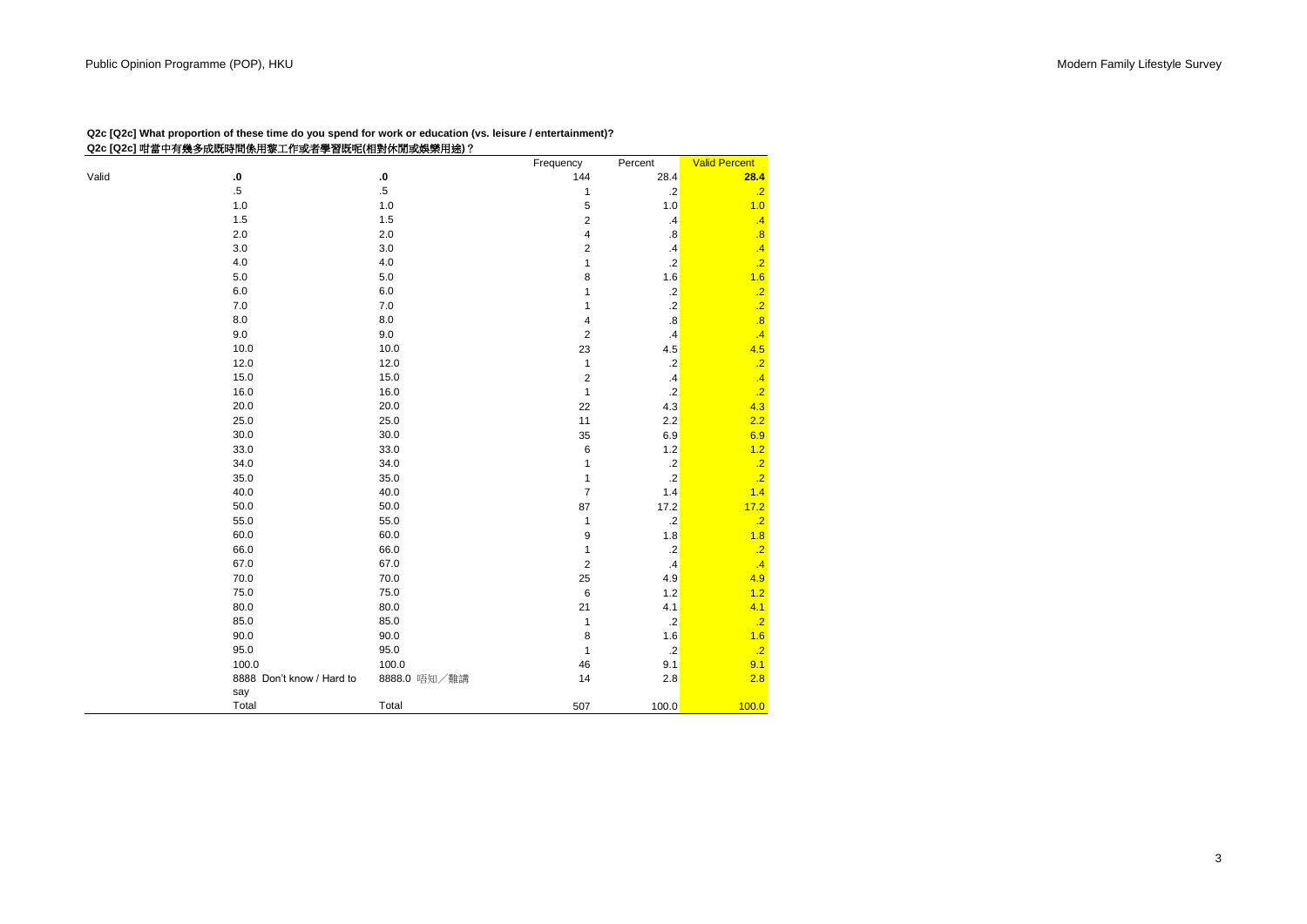**Q2c [Q2c] What proportion of these time do you spend for work or education (vs. leisure / entertainment)?**
**Q2c [Q2c] 咁當中有幾多成既時間係用黎工作或者學習既呢(相對休閒或娛樂用途)？**

| | | | Frequency | Percent | Valid Percent |
|---|---|---|---|---|---|
| Valid | .0 | .0 | 144 | 28.4 | 28.4 |
| | .5 | .5 | 1 | .2 | .2 |
| | 1.0 | 1.0 | 5 | 1.0 | 1.0 |
| | 1.5 | 1.5 | 2 | .4 | .4 |
| | 2.0 | 2.0 | 4 | .8 | .8 |
| | 3.0 | 3.0 | 2 | .4 | .4 |
| | 4.0 | 4.0 | 1 | .2 | .2 |
| | 5.0 | 5.0 | 8 | 1.6 | 1.6 |
| | 6.0 | 6.0 | 1 | .2 | .2 |
| | 7.0 | 7.0 | 1 | .2 | .2 |
| | 8.0 | 8.0 | 4 | .8 | .8 |
| | 9.0 | 9.0 | 2 | .4 | .4 |
| | 10.0 | 10.0 | 23 | 4.5 | 4.5 |
| | 12.0 | 12.0 | 1 | .2 | .2 |
| | 15.0 | 15.0 | 2 | .4 | .4 |
| | 16.0 | 16.0 | 1 | .2 | .2 |
| | 20.0 | 20.0 | 22 | 4.3 | 4.3 |
| | 25.0 | 25.0 | 11 | 2.2 | 2.2 |
| | 30.0 | 30.0 | 35 | 6.9 | 6.9 |
| | 33.0 | 33.0 | 6 | 1.2 | 1.2 |
| | 34.0 | 34.0 | 1 | .2 | .2 |
| | 35.0 | 35.0 | 1 | .2 | .2 |
| | 40.0 | 40.0 | 7 | 1.4 | 1.4 |
| | 50.0 | 50.0 | 87 | 17.2 | 17.2 |
| | 55.0 | 55.0 | 1 | .2 | .2 |
| | 60.0 | 60.0 | 9 | 1.8 | 1.8 |
| | 66.0 | 66.0 | 1 | .2 | .2 |
| | 67.0 | 67.0 | 2 | .4 | .4 |
| | 70.0 | 70.0 | 25 | 4.9 | 4.9 |
| | 75.0 | 75.0 | 6 | 1.2 | 1.2 |
| | 80.0 | 80.0 | 21 | 4.1 | 4.1 |
| | 85.0 | 85.0 | 1 | .2 | .2 |
| | 90.0 | 90.0 | 8 | 1.6 | 1.6 |
| | 95.0 | 95.0 | 1 | .2 | .2 |
| | 100.0 | 100.0 | 46 | 9.1 | 9.1 |
| | 8888 Don't know / Hard to say | 8888.0 唔知／難講 | 14 | 2.8 | 2.8 |
| | Total | Total | 507 | 100.0 | 100.0 |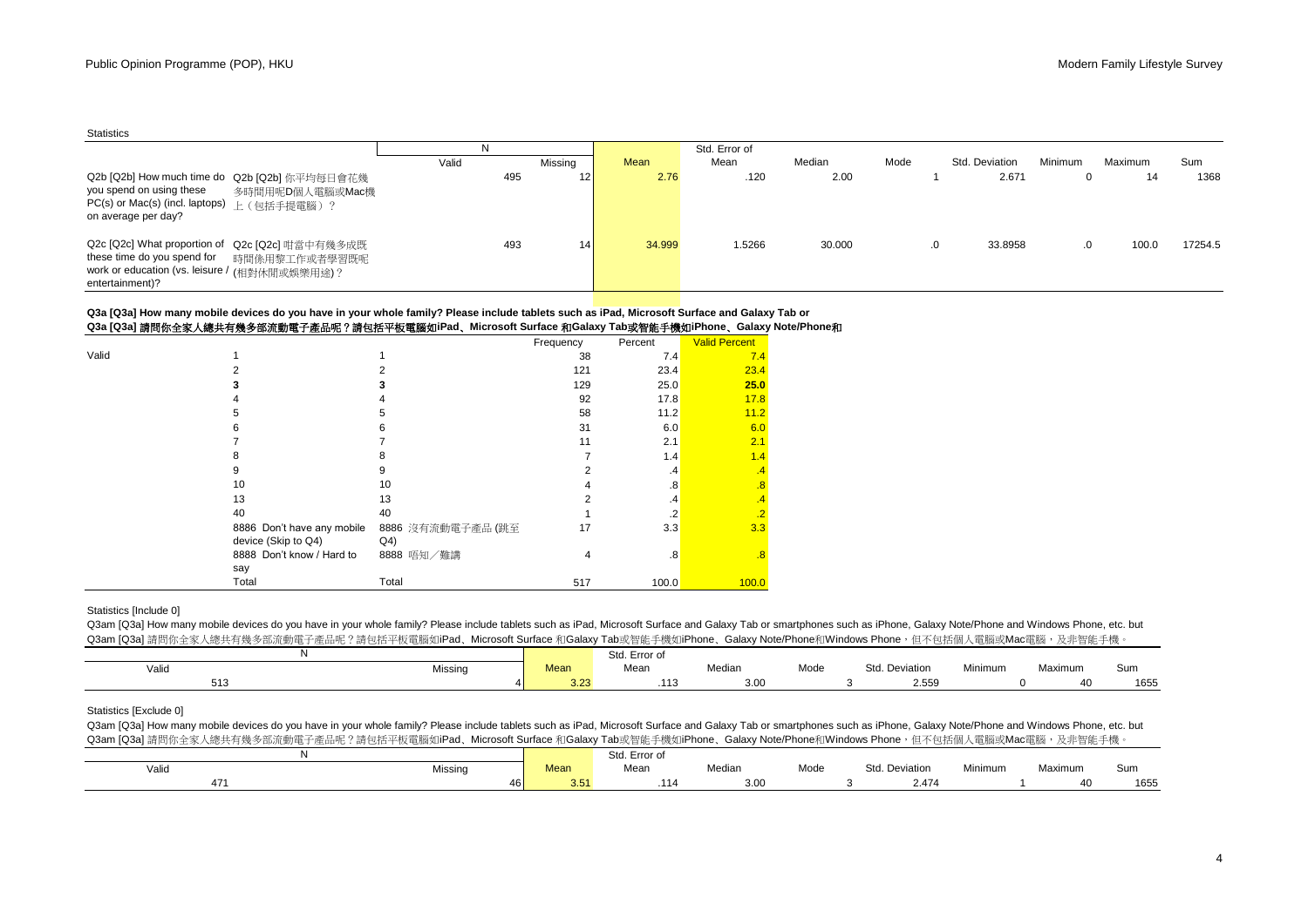Statistics

| | | N | | Mean | Std. Error of Mean | Median | Mode | Std. Deviation | Minimum | Maximum | Sum |
|---|---|---|---|---|---|---|---|---|---|---|---|
| | | Valid | Missing | | | | | | | | |
| Q2b [Q2b] How much time do you spend on using these PC(s) or Mac(s) (incl. laptops) on average per day? | Q2b [Q2b] 你平均每日會花幾多時間用呢D個人電腦或Mac機上（包括手提電腦）? | 495 | 12 | 2.76 | .120 | 2.00 | 1 | 2.671 | 0 | 14 | 1368 |
| Q2c [Q2c] What proportion of these time do you spend for work or education (vs. leisure / entertainment)? | Q2c [Q2c] 咁當中有幾多成既時間係用黎工作或者學習既呢(相對休閒或娛樂用途)? | 493 | 14 | 34.999 | 1.5266 | 30.000 | .0 | 33.8958 | .0 | 100.0 | 17254.5 |

**Q3a [Q3a] How many mobile devices do you have in your whole family? Please include tablets such as iPad, Microsoft Surface and Galaxy Tab or**
**Q3a [Q3a] 請問你全家人總共有幾多部流動電子產品呢？請包括平板電腦如iPad、Microsoft Surface 和Galaxy Tab或智能手機如iPhone、Galaxy Note/Phone和**

| | | | Frequency | Percent | Valid Percent |
|---|---|---|---|---|---|
| Valid | 1 | 1 | 38 | 7.4 | 7.4 |
| | 2 | 2 | 121 | 23.4 | 23.4 |
| | **3** | **3** | 129 | 25.0 | **25.0** |
| | 4 | 4 | 92 | 17.8 | 17.8 |
| | 5 | 5 | 58 | 11.2 | 11.2 |
| | 6 | 6 | 31 | 6.0 | 6.0 |
| | 7 | 7 | 11 | 2.1 | 2.1 |
| | 8 | 8 | 7 | 1.4 | 1.4 |
| | 9 | 9 | 2 | .4 | .4 |
| | 10 | 10 | 4 | .8 | .8 |
| | 13 | 13 | 2 | .4 | .4 |
| | 40 | 40 | 1 | .2 | .2 |
| | 8886 Don't have any mobile device (Skip to Q4) | 8886 沒有流動電子產品 (跳至Q4) | 17 | 3.3 | 3.3 |
| | 8888 Don't know / Hard to say | 8888 唔知／難講 | 4 | .8 | .8 |
| | Total | Total | 517 | 100.0 | 100.0 |

Statistics [Include 0]

Q3am [Q3a] How many mobile devices do you have in your whole family? Please include tablets such as iPad, Microsoft Surface and Galaxy Tab or smartphones such as iPhone, Galaxy Note/Phone and Windows Phone, etc. but
Q3am [Q3a] 請問你全家人總共有幾多部流動電子產品呢？請包括平板電腦如iPad、Microsoft Surface 和Galaxy Tab或智能手機如iPhone、Galaxy Note/Phone和Windows Phone，但不包括個人電腦或Mac電腦，及非智能手機。

| N | | Mean | Std. Error of Mean | Median | Mode | Std. Deviation | Minimum | Maximum | Sum |
|---|---|---|---|---|---|---|---|---|---|
| Valid | Missing | | | | | | | | |
| 513 | 4 | 3.23 | .113 | 3.00 | 3 | 2.559 | 0 | 40 | 1655 |

Statistics [Exclude 0]

Q3am [Q3a] How many mobile devices do you have in your whole family? Please include tablets such as iPad, Microsoft Surface and Galaxy Tab or smartphones such as iPhone, Galaxy Note/Phone and Windows Phone, etc. but
Q3am [Q3a] 請問你全家人總共有幾多部流動電子產品呢？請包括平板電腦如iPad、Microsoft Surface 和Galaxy Tab或智能手機如iPhone、Galaxy Note/Phone和Windows Phone，但不包括個人電腦或Mac電腦，及非智能手機。

| N | | Mean | Std. Error of Mean | Median | Mode | Std. Deviation | Minimum | Maximum | Sum |
|---|---|---|---|---|---|---|---|---|---|
| Valid | Missing | | | | | | | | |
| 471 | 46 | 3.51 | .114 | 3.00 | 3 | 2.474 | 1 | 40 | 1655 |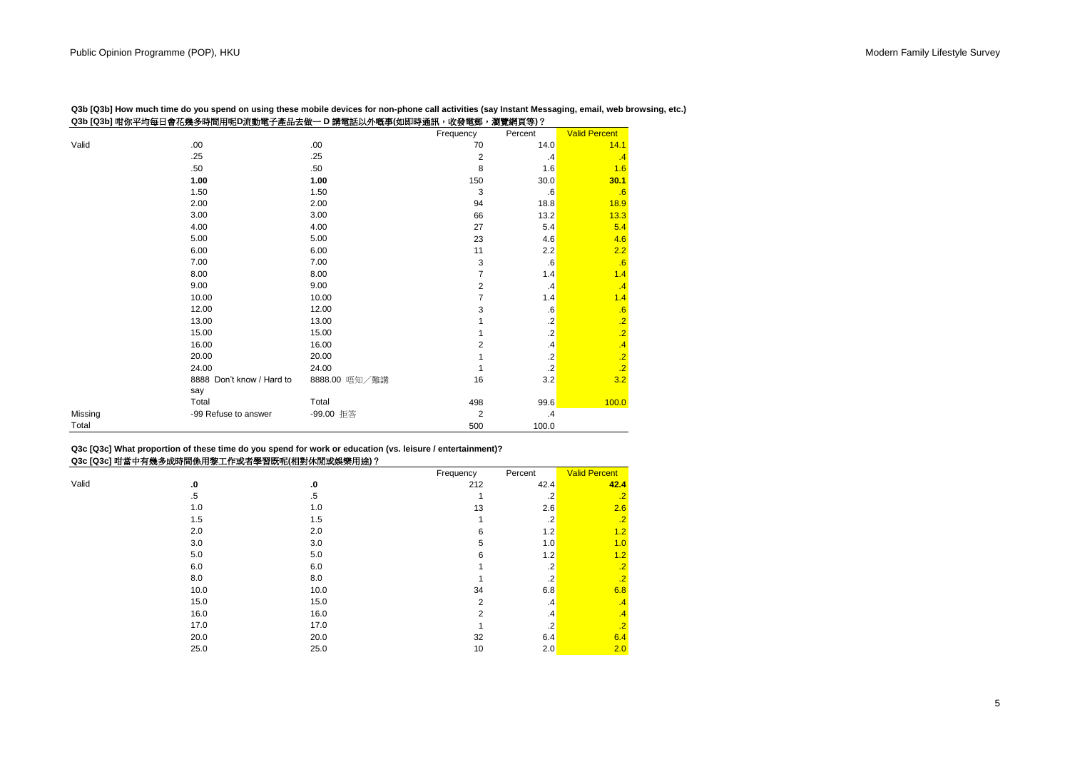**Q3b [Q3b] How much time do you spend on using these mobile devices for non-phone call activities (say Instant Messaging, email, web browsing, etc.)**
**Q3b [Q3b] 咁你平均每日會花幾多時間用呢D流動電子產品去做一 D 講電話以外嘅事(如即時通訊，收發電郵，瀏覽網頁等)？**

| | | | Frequency | Percent | Valid Percent |
|---|---|---|---|---|---|
| Valid | .00 | .00 | 70 | 14.0 | 14.1 |
| | .25 | .25 | 2 | .4 | .4 |
| | .50 | .50 | 8 | 1.6 | 1.6 |
| | **1.00** | **1.00** | 150 | 30.0 | **30.1** |
| | 1.50 | 1.50 | 3 | .6 | .6 |
| | 2.00 | 2.00 | 94 | 18.8 | 18.9 |
| | 3.00 | 3.00 | 66 | 13.2 | 13.3 |
| | 4.00 | 4.00 | 27 | 5.4 | 5.4 |
| | 5.00 | 5.00 | 23 | 4.6 | 4.6 |
| | 6.00 | 6.00 | 11 | 2.2 | 2.2 |
| | 7.00 | 7.00 | 3 | .6 | .6 |
| | 8.00 | 8.00 | 7 | 1.4 | 1.4 |
| | 9.00 | 9.00 | 2 | .4 | .4 |
| | 10.00 | 10.00 | 7 | 1.4 | 1.4 |
| | 12.00 | 12.00 | 3 | .6 | .6 |
| | 13.00 | 13.00 | 1 | .2 | .2 |
| | 15.00 | 15.00 | 1 | .2 | .2 |
| | 16.00 | 16.00 | 2 | .4 | .4 |
| | 20.00 | 20.00 | 1 | .2 | .2 |
| | 24.00 | 24.00 | 1 | .2 | .2 |
| | 8888 Don't know / Hard to say | 8888.00 唔知／難講 | 16 | 3.2 | 3.2 |
| | Total | Total | 498 | 99.6 | 100.0 |
| Missing | -99 Refuse to answer | -99.00 拒答 | 2 | .4 | |
| Total | | | 500 | 100.0 | |

**Q3c [Q3c] What proportion of these time do you spend for work or education (vs. leisure / entertainment)?**
**Q3c [Q3c] 咁當中有幾多成時間係用黎工作或者學習既呢(相對休閒或娛樂用途)？**

| | | | Frequency | Percent | Valid Percent |
|---|---|---|---|---|---|
| Valid | **.0** | **.0** | 212 | 42.4 | **42.4** |
| | .5 | .5 | 1 | .2 | .2 |
| | 1.0 | 1.0 | 13 | 2.6 | 2.6 |
| | 1.5 | 1.5 | 1 | .2 | .2 |
| | 2.0 | 2.0 | 6 | 1.2 | 1.2 |
| | 3.0 | 3.0 | 5 | 1.0 | 1.0 |
| | 5.0 | 5.0 | 6 | 1.2 | 1.2 |
| | 6.0 | 6.0 | 1 | .2 | .2 |
| | 8.0 | 8.0 | 1 | .2 | .2 |
| | 10.0 | 10.0 | 34 | 6.8 | 6.8 |
| | 15.0 | 15.0 | 2 | .4 | .4 |
| | 16.0 | 16.0 | 2 | .4 | .4 |
| | 17.0 | 17.0 | 1 | .2 | .2 |
| | 20.0 | 20.0 | 32 | 6.4 | 6.4 |
| | 25.0 | 25.0 | 10 | 2.0 | 2.0 |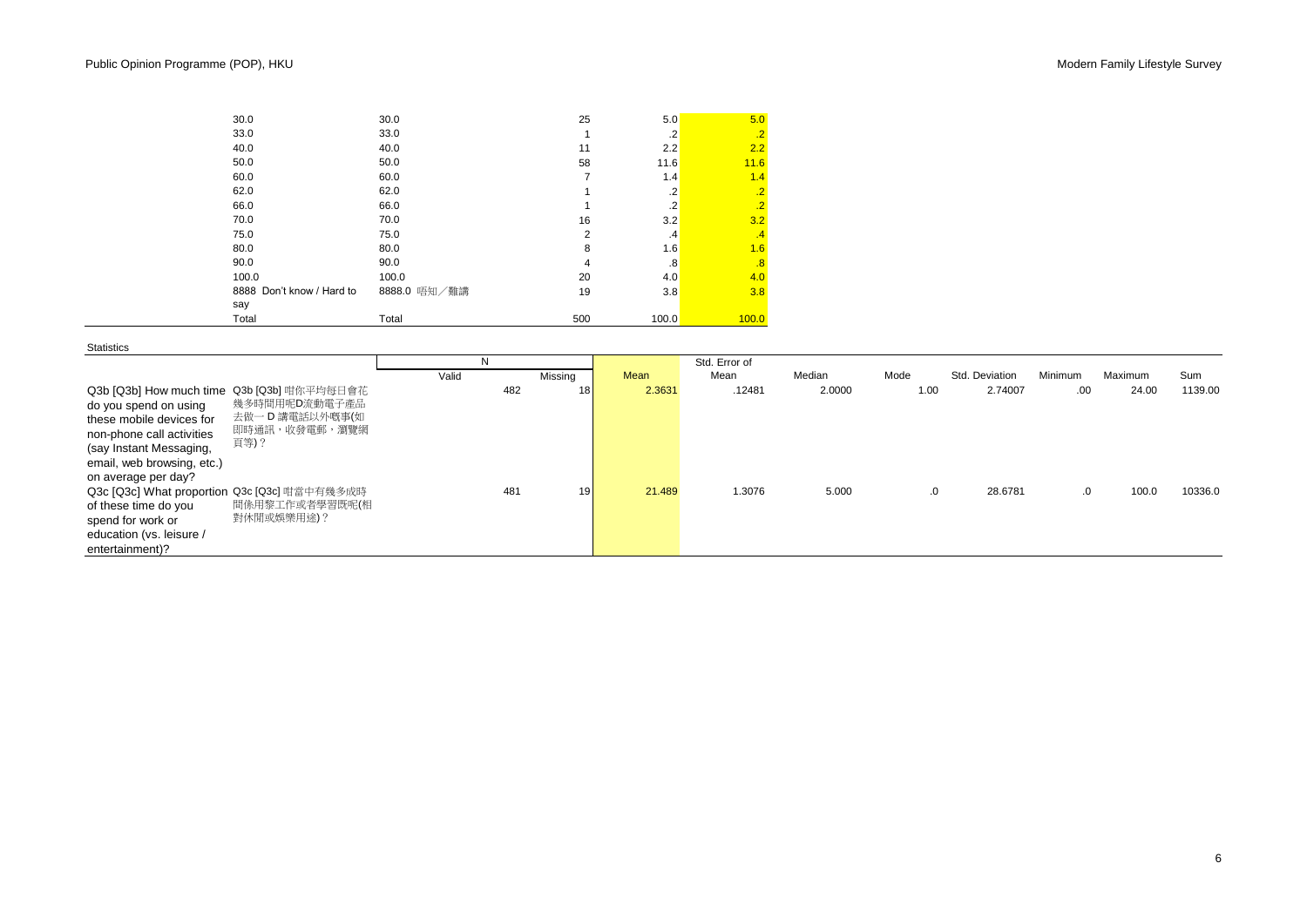| | | | | |
|---|---|---|---|---|
| 30.0 | 30.0 | 25 | 5.0 | 5.0 |
| 33.0 | 33.0 | 1 | .2 | .2 |
| 40.0 | 40.0 | 11 | 2.2 | 2.2 |
| 50.0 | 50.0 | 58 | 11.6 | 11.6 |
| 60.0 | 60.0 | 7 | 1.4 | 1.4 |
| 62.0 | 62.0 | 1 | .2 | .2 |
| 66.0 | 66.0 | 1 | .2 | .2 |
| 70.0 | 70.0 | 16 | 3.2 | 3.2 |
| 75.0 | 75.0 | 2 | .4 | .4 |
| 80.0 | 80.0 | 8 | 1.6 | 1.6 |
| 90.0 | 90.0 | 4 | .8 | .8 |
| 100.0 | 100.0 | 20 | 4.0 | 4.0 |
| 8888 Don't know / Hard to say | 8888.0 唔知／難講 | 19 | 3.8 | 3.8 |
| Total | Total | 500 | 100.0 | 100.0 |

Statistics

| | | N | | Mean | Std. Error of Mean | Median | Mode | Std. Deviation | Minimum | Maximum | Sum |
|---|---|---|---|---|---|---|---|---|---|---|---|
| | | Valid | Missing | | | | | | | | |
| Q3b [Q3b] How much time do you spend on using these mobile devices for non-phone call activities (say Instant Messaging, email, web browsing, etc.) on average per day? | Q3b [Q3b] 咁你平均每日會花幾多時間用呢D流動電子產品去做一 D 講電話以外嘅事(如即時通訊，收發電郵，瀏覽網頁等)？ | 482 | 18 | 2.3631 | .12481 | 2.0000 | 1.00 | 2.74007 | .00 | 24.00 | 1139.00 |
| Q3c [Q3c] What proportion of these time do you spend for work or education (vs. leisure / entertainment)? | Q3c [Q3c] 咁當中有幾多成時間係用黎工作或者學習既呢(相對休閒或娛樂用途)？ | 481 | 19 | 21.489 | 1.3076 | 5.000 | .0 | 28.6781 | .0 | 100.0 | 10336.0 |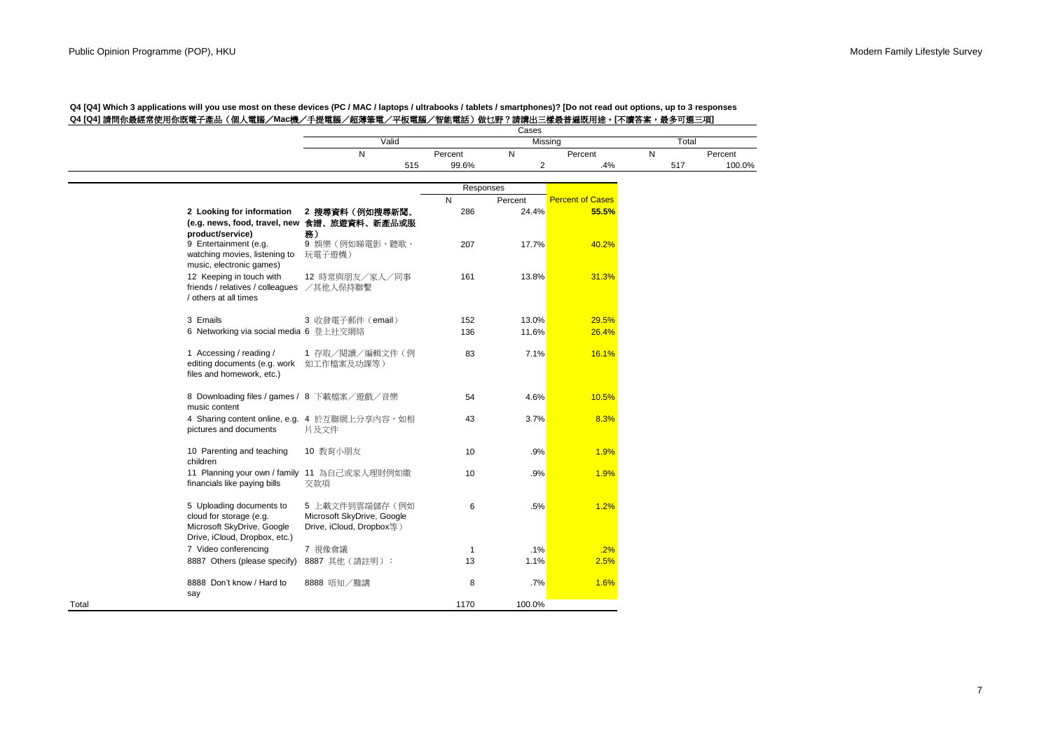**Q4 [Q4] Which 3 applications will you use most on these devices (PC / MAC / laptops / ultrabooks / tablets / smartphones)? [Do not read out options, up to 3 responses**

**Q4 [Q4] 請問你最經常使用你既電子產品（個人電腦／Mac機／手提電腦／超薄筆電／平板電腦／智能電話）做乜野？請講出三樣最普遍既用途。[不讀答案，最多可選三項]**

| Cases | | | | | |
|---|---|---|---|---|---|
| Valid | | Missing | | Total | |
| N | Percent | N | Percent | N | Percent |
| 515 | 99.6% | 2 | .4% | 517 | 100.0% |

| | | | Responses | | |
|---|---|---|---|---|---|
| | | | N | Percent | Percent of Cases |
| | **2 Looking for information (e.g. news, food, travel, new product/service)** | **2 搜尋資料（例如搜尋新聞、食譜、旅遊資料、新產品或服務）** | 286 | 24.4% | **55.5%** |
| | 9 Entertainment (e.g. watching movies, listening to music, electronic games) | 9 娛樂（例如睇電影、聽歌、玩電子遊機） | 207 | 17.7% | 40.2% |
| | 12 Keeping in touch with friends / relatives / colleagues / others at all times | 12 時常與朋友／家人／同事／其他人保持聯繫 | 161 | 13.8% | 31.3% |
| | 3 Emails | 3 收發電子郵件（email） | 152 | 13.0% | 29.5% |
| | 6 Networking via social media | 6 登上社交網絡 | 136 | 11.6% | 26.4% |
| | 1 Accessing / reading / editing documents (e.g. work files and homework, etc.) | 1 存取／閱讀／編輯文件（例如工作檔案及功課等） | 83 | 7.1% | 16.1% |
| | 8 Downloading files / games / music content | 8 下載檔案／遊戲／音樂 | 54 | 4.6% | 10.5% |
| | 4 Sharing content online, e.g. pictures and documents | 4 於互聯網上分享內容，如相片及文件 | 43 | 3.7% | 8.3% |
| | 10 Parenting and teaching children | 10 教育小朋友 | 10 | .9% | 1.9% |
| | 11 Planning your own / family financials like paying bills | 11 為自己或家人理財例如繳交款項 | 10 | .9% | 1.9% |
| | 5 Uploading documents to cloud for storage (e.g. Microsoft SkyDrive, Google Drive, iCloud, Dropbox, etc.) | 5 上載文件到雲端儲存（例如 Microsoft SkyDrive, Google Drive, iCloud, Dropbox等） | 6 | .5% | 1.2% |
| | 7 Video conferencing | 7 視像會議 | 1 | .1% | .2% |
| | 8887 Others (please specify) | 8887 其他（請註明）： | 13 | 1.1% | 2.5% |
| | 8888 Don't know / Hard to say | 8888 唔知／難講 | 8 | .7% | 1.6% |
| Total | | | 1170 | 100.0% | |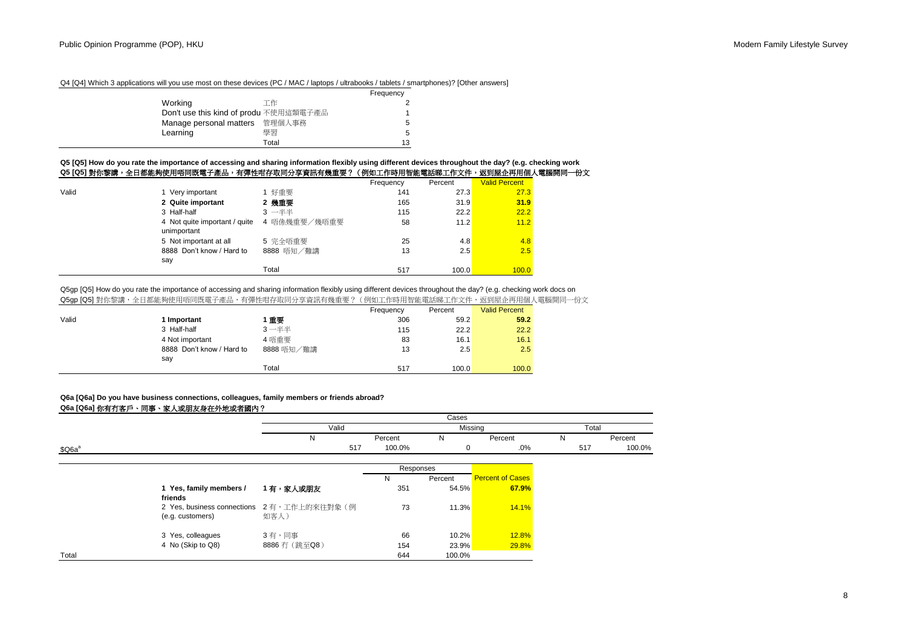Q4 [Q4] Which 3 applications will you use most on these devices (PC / MAC / laptops / ultrabooks / tablets / smartphones)? [Other answers]

| | | Frequency |
|---|---|---|
| Working | 工作 | 2 |
| Don't use this kind of produ | 不使用這類電子產品 | 1 |
| Manage personal matters | 管理個人事務 | 5 |
| Learning | 學習 | 5 |
| | Total | 13 |

**Q5 [Q5] How do you rate the importance of accessing and sharing information flexibly using different devices throughout the day? (e.g. checking work**

**Q5 [Q5] 對你黎講，全日都能夠使用唔同既電子產品，有彈性咁存取同分享資訊有幾重要？（例如工作時用智能電話睇工作文件，返到屋企再用個人電腦開同一份文**

| | | | Frequency | Percent | Valid Percent |
|---|---|---|---|---|---|
| Valid | 1 Very important | 1 好重要 | 141 | 27.3 | 27.3 |
| | **2 Quite important** | **2 幾重要** | 165 | 31.9 | **31.9** |
| | 3 Half-half | 3 一半半 | 115 | 22.2 | 22.2 |
| | 4 Not quite important / quite unimportant | 4 唔係幾重要／幾唔重要 | 58 | 11.2 | 11.2 |
| | 5 Not important at all | 5 完全唔重要 | 25 | 4.8 | 4.8 |
| | 8888 Don't know / Hard to say | 8888 唔知／難講 | 13 | 2.5 | 2.5 |
| | | Total | 517 | 100.0 | 100.0 |

Q5gp [Q5] How do you rate the importance of accessing and sharing information flexibly using different devices throughout the day? (e.g. checking work docs on

Q5gp [Q5] 對你黎講，全日都能夠使用唔同既電子產品，有彈性咁存取同分享資訊有幾重要？（例如工作時用智能電話睇工作文件，返到屋企再用個人電腦開同一份文

| | | | Frequency | Percent | Valid Percent |
|---|---|---|---|---|---|
| Valid | **1 Important** | **1 重要** | 306 | 59.2 | **59.2** |
| | 3 Half-half | 3 一半半 | 115 | 22.2 | 22.2 |
| | 4 Not important | 4 唔重要 | 83 | 16.1 | 16.1 |
| | 8888 Don't know / Hard to say | 8888 唔知／難講 | 13 | 2.5 | 2.5 |
| | | Total | 517 | 100.0 | 100.0 |

**Q6a [Q6a] Do you have business connections, colleagues, family members or friends abroad?**

**Q6a [Q6a] 你有冇客戶、同事、家人或朋友身在外地或者國內？**

| | Cases | | | | | |
|---|---|---|---|---|---|---|
| | Valid | | Missing | | Total | |
| | N | Percent | N | Percent | N | Percent |
| $Q6a[a] | 517 | 100.0% | 0 | .0% | 517 | 100.0% |

| | | | Responses | | Percent of Cases |
|---|---|---|---|---|---|
| | | | N | Percent | |
| | **1 Yes, family members / friends** | **1 有，家人或朋友** | 351 | 54.5% | **67.9%** |
| | 2 Yes, business connections (e.g. customers) | 2 有，工作上的來往對象（例如客人） | 73 | 11.3% | 14.1% |
| | 3 Yes, colleagues | 3 有，同事 | 66 | 10.2% | 12.8% |
| | 4 No (Skip to Q8) | 8886 冇（跳至Q8） | 154 | 23.9% | 29.8% |
| Total | | | 644 | 100.0% | |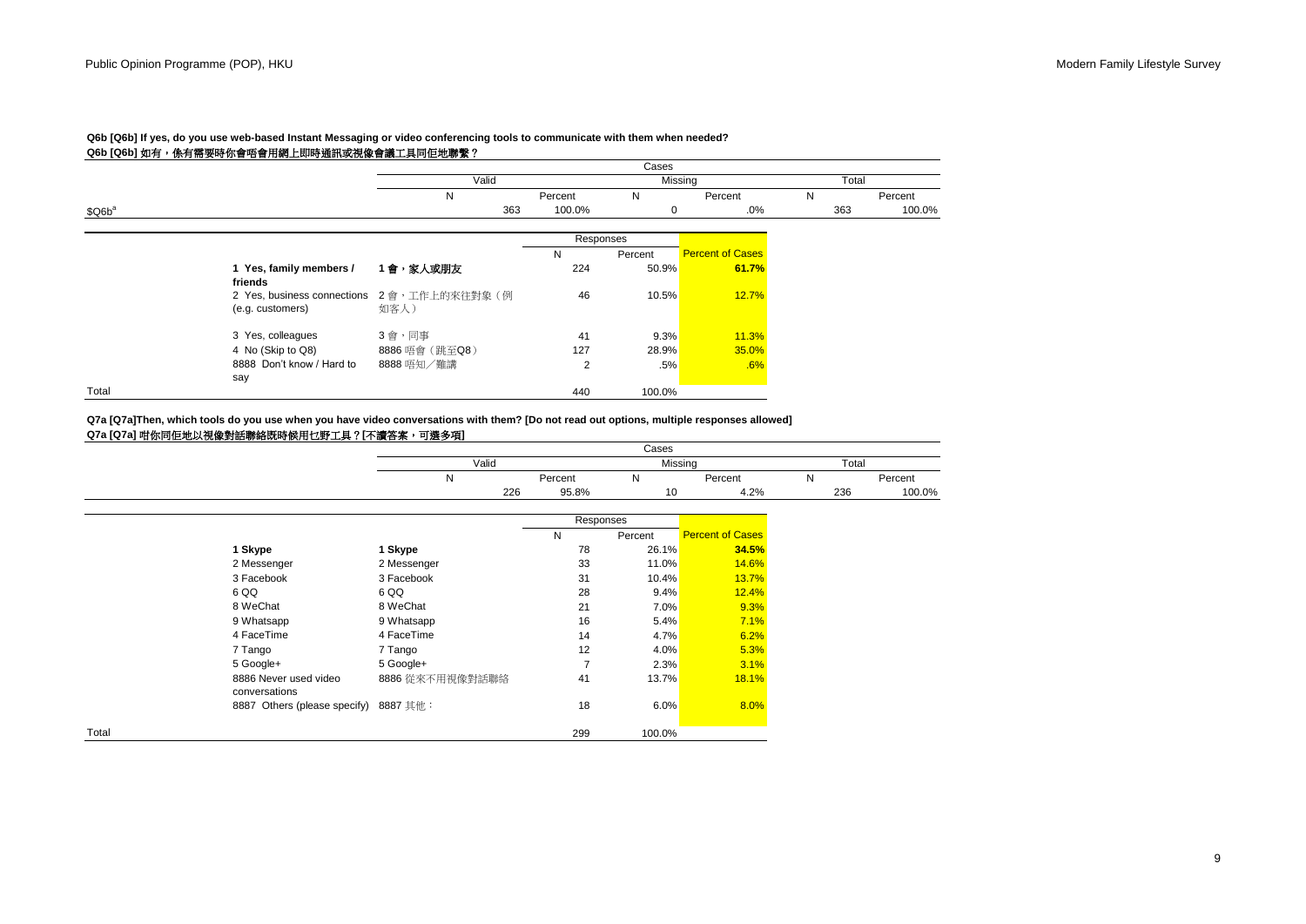**Q6b [Q6b] If yes, do you use web-based Instant Messaging or video conferencing tools to communicate with them when needed?**
**Q6b [Q6b] 如有，係有需要時你會唔會用網上即時通訊或視像會議工具同佢地聯繫？**

| | Cases | | | | | |
|---|---|---|---|---|---|---|
| | Valid | | Missing | | Total | |
| | N | Percent | N | Percent | N | Percent |
| $Q6b[a] | 363 | 100.0% | 0 | .0% | 363 | 100.0% |

| | | Responses | | Percent of Cases |
|---|---|---|---|---|
| | | N | Percent | |
| **1 Yes, family members / friends** | **1 會，家人或朋友** | 224 | 50.9% | **61.7%** |
| 2 Yes, business connections (e.g. customers) | 2 會，工作上的來往對象（例如客人） | 46 | 10.5% | 12.7% |
| 3 Yes, colleagues | 3 會，同事 | 41 | 9.3% | 11.3% |
| 4 No (Skip to Q8) | 8886 唔會（跳至Q8） | 127 | 28.9% | 35.0% |
| 8888 Don't know / Hard to say | 8888 唔知／難講 | 2 | .5% | .6% |
| Total | | 440 | 100.0% | |

**Q7a [Q7a]Then, which tools do you use when you have video conversations with them? [Do not read out options, multiple responses allowed]**
**Q7a [Q7a] 咁你同佢地以視像對話聯絡既時候用乜野工具？[不讀答案，可選多項]**

| Cases | | | | | |
|---|---|---|---|---|---|
| Valid | | Missing | | Total | |
| N | Percent | N | Percent | N | Percent |
| 226 | 95.8% | 10 | 4.2% | 236 | 100.0% |

| | | Responses | | Percent of Cases |
|---|---|---|---|---|
| | | N | Percent | |
| **1 Skype** | **1 Skype** | 78 | 26.1% | **34.5%** |
| 2 Messenger | 2 Messenger | 33 | 11.0% | 14.6% |
| 3 Facebook | 3 Facebook | 31 | 10.4% | 13.7% |
| 6 QQ | 6 QQ | 28 | 9.4% | 12.4% |
| 8 WeChat | 8 WeChat | 21 | 7.0% | 9.3% |
| 9 Whatsapp | 9 Whatsapp | 16 | 5.4% | 7.1% |
| 4 FaceTime | 4 FaceTime | 14 | 4.7% | 6.2% |
| 7 Tango | 7 Tango | 12 | 4.0% | 5.3% |
| 5 Google+ | 5 Google+ | 7 | 2.3% | 3.1% |
| 8886 Never used video conversations | 8886 從來不用視像對話聯絡 | 41 | 13.7% | 18.1% |
| 8887 Others (please specify) | 8887 其他： | 18 | 6.0% | 8.0% |
| Total | | 299 | 100.0% | |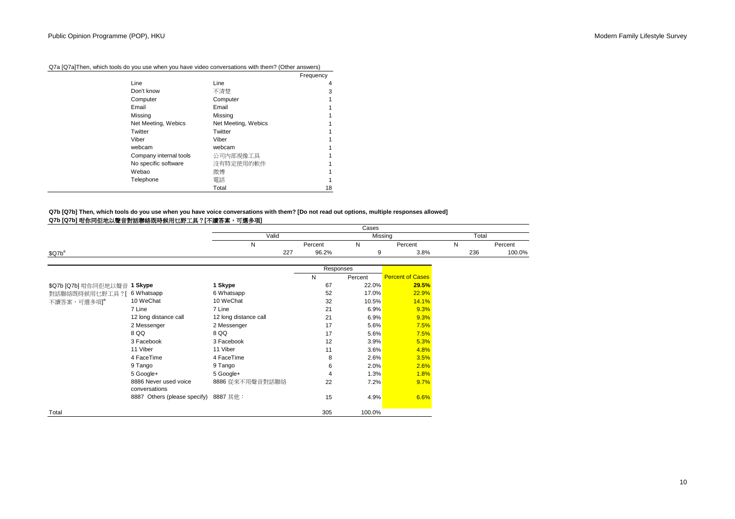Q7a [Q7a]Then, which tools do you use when you have video conversations with them? (Other answers)

| | | Frequency |
|---|---|---|
| Line | Line | 4 |
| Don't know | 不清楚 | 3 |
| Computer | Computer | 1 |
| Email | Email | 1 |
| Missing | Missing | 1 |
| Net Meeting, Webics | Net Meeting, Webics | 1 |
| Twitter | Twitter | 1 |
| Viber | Viber | 1 |
| webcam | webcam | 1 |
| Company internal tools | 公司內部視像工具 | 1 |
| No specific software | 沒有特定使用的軟件 | 1 |
| Webao | 微博 | 1 |
| Telephone | 電話 | 1 |
| | Total | 18 |

**Q7b [Q7b] Then, which tools do you use when you have voice conversations with them? [Do not read out options, multiple responses allowed]**
**Q7b [Q7b] 咁你同佢地以聲音對話聯絡既時候用乜野工具？[不讀答案，可選多項]**

| | Cases | | | | | |
|---|---|---|---|---|---|---|
| | Valid | | Missing | | Total | |
| | N | Percent | N | Percent | N | Percent |
| $Q7b[a] | 227 | 96.2% | 9 | 3.8% | 236 | 100.0% |

| | | | Responses | | Percent of Cases |
|---|---|---|---|---|---|
| | | | N | Percent | |
| $Q7b [Q7b] 咁你同佢地以聲音對話聯絡既時候用乜野工具？[不讀答案，可選多項][a] | **1 Skype** | **1 Skype** | 67 | 22.0% | **29.5%** |
| | 6 Whatsapp | 6 Whatsapp | 52 | 17.0% | 22.9% |
| | 10 WeChat | 10 WeChat | 32 | 10.5% | 14.1% |
| | 7 Line | 7 Line | 21 | 6.9% | 9.3% |
| | 12 long distance call | 12 long distance call | 21 | 6.9% | 9.3% |
| | 2 Messenger | 2 Messenger | 17 | 5.6% | 7.5% |
| | 8 QQ | 8 QQ | 17 | 5.6% | 7.5% |
| | 3 Facebook | 3 Facebook | 12 | 3.9% | 5.3% |
| | 11 Viber | 11 Viber | 11 | 3.6% | 4.8% |
| | 4 FaceTime | 4 FaceTime | 8 | 2.6% | 3.5% |
| | 9 Tango | 9 Tango | 6 | 2.0% | 2.6% |
| | 5 Google+ | 5 Google+ | 4 | 1.3% | 1.8% |
| | 8886 Never used voice conversations | 8886 從來不用聲音對話聯絡 | 22 | 7.2% | 9.7% |
| | 8887 Others (please specify) | 8887 其他： | 15 | 4.9% | 6.6% |
| Total | | | 305 | 100.0% | |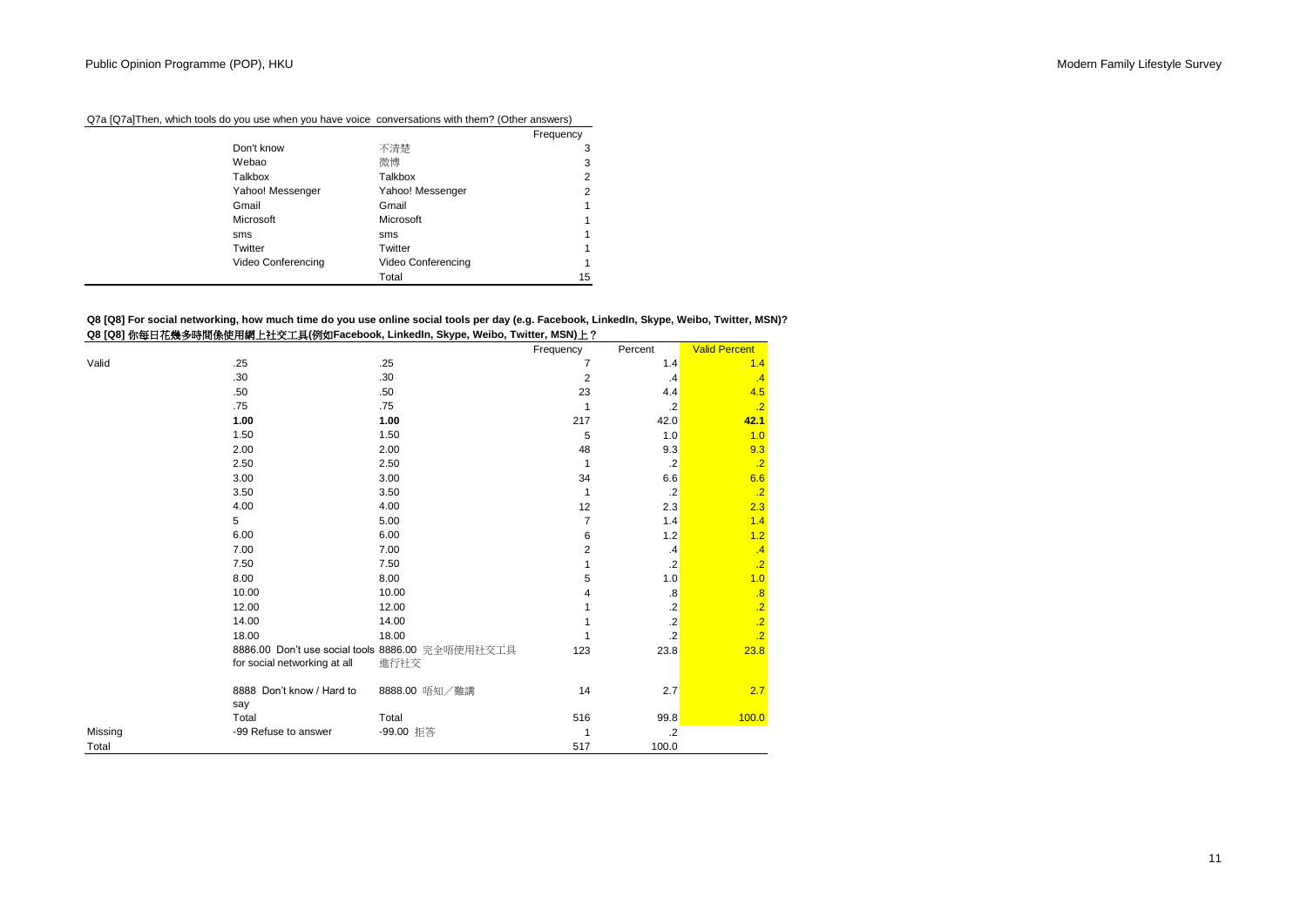Q7a [Q7a]Then, which tools do you use when you have voice conversations with them? (Other answers)

| | | Frequency |
|---|---|---|
| Don't know | 不清楚 | 3 |
| Webao | 微博 | 3 |
| Talkbox | Talkbox | 2 |
| Yahoo! Messenger | Yahoo! Messenger | 2 |
| Gmail | Gmail | 1 |
| Microsoft | Microsoft | 1 |
| sms | sms | 1 |
| Twitter | Twitter | 1 |
| Video Conferencing | Video Conferencing | 1 |
| | Total | 15 |

**Q8 [Q8] For social networking, how much time do you use online social tools per day (e.g. Facebook, LinkedIn, Skype, Weibo, Twitter, MSN)?**
**Q8 [Q8] 你每日花幾多時間係使用網上社交工具(例如Facebook, LinkedIn, Skype, Weibo, Twitter, MSN)上？**

| | | | Frequency | Percent | Valid Percent |
|---|---|---|---|---|---|
| Valid | .25 | .25 | 7 | 1.4 | 1.4 |
| | .30 | .30 | 2 | .4 | .4 |
| | .50 | .50 | 23 | 4.4 | 4.5 |
| | .75 | .75 | 1 | .2 | .2 |
| | **1.00** | **1.00** | **217** | **42.0** | **42.1** |
| | 1.50 | 1.50 | 5 | 1.0 | 1.0 |
| | 2.00 | 2.00 | 48 | 9.3 | 9.3 |
| | 2.50 | 2.50 | 1 | .2 | .2 |
| | 3.00 | 3.00 | 34 | 6.6 | 6.6 |
| | 3.50 | 3.50 | 1 | .2 | .2 |
| | 4.00 | 4.00 | 12 | 2.3 | 2.3 |
| | 5 | 5.00 | 7 | 1.4 | 1.4 |
| | 6.00 | 6.00 | 6 | 1.2 | 1.2 |
| | 7.00 | 7.00 | 2 | .4 | .4 |
| | 7.50 | 7.50 | 1 | .2 | .2 |
| | 8.00 | 8.00 | 5 | 1.0 | 1.0 |
| | 10.00 | 10.00 | 4 | .8 | .8 |
| | 12.00 | 12.00 | 1 | .2 | .2 |
| | 14.00 | 14.00 | 1 | .2 | .2 |
| | 18.00 | 18.00 | 1 | .2 | .2 |
| | 8886.00 Don't use social tools for social networking at all | 8886.00 完全唔使用社交工具進行社交 | 123 | 23.8 | 23.8 |
| | 8888 Don't know / Hard to say | 8888.00 唔知／難講 | 14 | 2.7 | 2.7 |
| | Total | Total | 516 | 99.8 | 100.0 |
| Missing | -99 Refuse to answer | -99.00 拒答 | 1 | .2 | |
| Total | | | 517 | 100.0 | |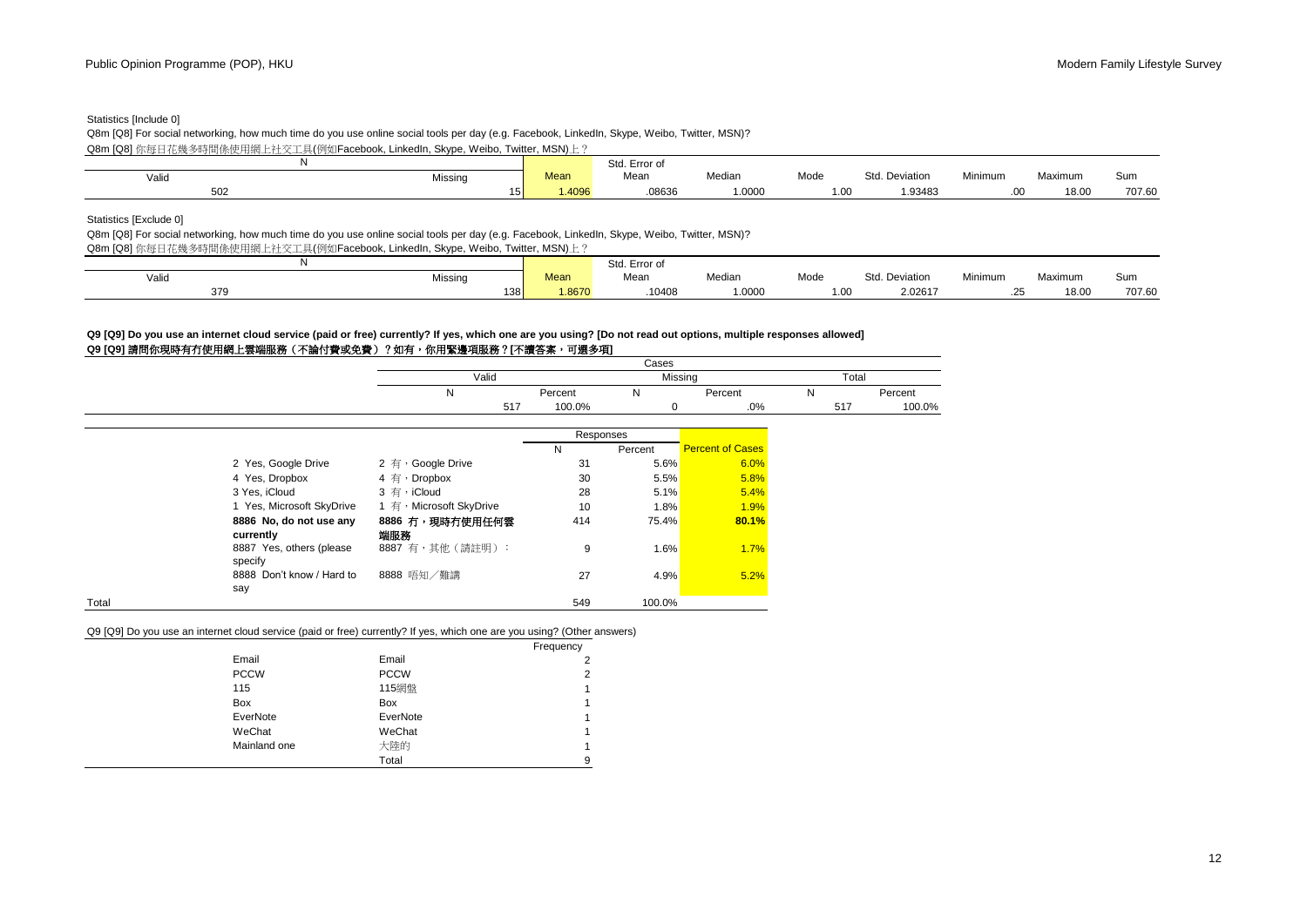Statistics [Include 0]

Q8m [Q8] For social networking, how much time do you use online social tools per day (e.g. Facebook, LinkedIn, Skype, Weibo, Twitter, MSN)?

Q8m [Q8] 你每日花幾多時間係使用網上社交工具(例如Facebook, LinkedIn, Skype, Weibo, Twitter, MSN)上？

| N Valid | N Missing | Mean | Std. Error of Mean | Median | Mode | Std. Deviation | Minimum | Maximum | Sum |
|---|---|---|---|---|---|---|---|---|---|
| 502 | 15 | 1.4096 | .08636 | 1.0000 | 1.00 | 1.93483 | .00 | 18.00 | 707.60 |

Statistics [Exclude 0]

Q8m [Q8] For social networking, how much time do you use online social tools per day (e.g. Facebook, LinkedIn, Skype, Weibo, Twitter, MSN)?

Q8m [Q8] 你每日花幾多時間係使用網上社交工具(例如Facebook, LinkedIn, Skype, Weibo, Twitter, MSN)上？

| N Valid | N Missing | Mean | Std. Error of Mean | Median | Mode | Std. Deviation | Minimum | Maximum | Sum |
|---|---|---|---|---|---|---|---|---|---|
| 379 | 138 | 1.8670 | .10408 | 1.0000 | 1.00 | 2.02617 | .25 | 18.00 | 707.60 |

**Q9 [Q9] Do you use an internet cloud service (paid or free) currently? If yes, which one are you using? [Do not read out options, multiple responses allowed]**

**Q9 [Q9] 請問你現時有冇使用網上雲端服務（不論付費或免費）？如有，你用緊邊項服務？[不讀答案，可選多項]**

| Cases | | | | | |
|---|---|---|---|---|---|
| Valid | | Missing | | Total | |
| N | Percent | N | Percent | N | Percent |
| 517 | 100.0% | 0 | .0% | 517 | 100.0% |

| | | Responses N | Responses Percent | Percent of Cases |
|---|---|---|---|---|
| 2 Yes, Google Drive | 2 有，Google Drive | 31 | 5.6% | 6.0% |
| 4 Yes, Dropbox | 4 有，Dropbox | 30 | 5.5% | 5.8% |
| 3 Yes, iCloud | 3 有，iCloud | 28 | 5.1% | 5.4% |
| 1 Yes, Microsoft SkyDrive | 1 有，Microsoft SkyDrive | 10 | 1.8% | 1.9% |
| **8886 No, do not use any currently** | **8886 冇，現時冇使用任何雲端服務** | **414** | **75.4%** | **80.1%** |
| 8887 Yes, others (please specify | 8887 有，其他（請註明）： | 9 | 1.6% | 1.7% |
| 8888 Don't know / Hard to say | 8888 唔知／難講 | 27 | 4.9% | 5.2% |
| Total | | 549 | 100.0% | |

Q9 [Q9] Do you use an internet cloud service (paid or free) currently? If yes, which one are you using? (Other answers)

| | | Frequency |
|---|---|---|
| Email | Email | 2 |
| PCCW | PCCW | 2 |
| 115 | 115網盤 | 1 |
| Box | Box | 1 |
| EverNote | EverNote | 1 |
| WeChat | WeChat | 1 |
| Mainland one | 大陸的 | 1 |
| | Total | 9 |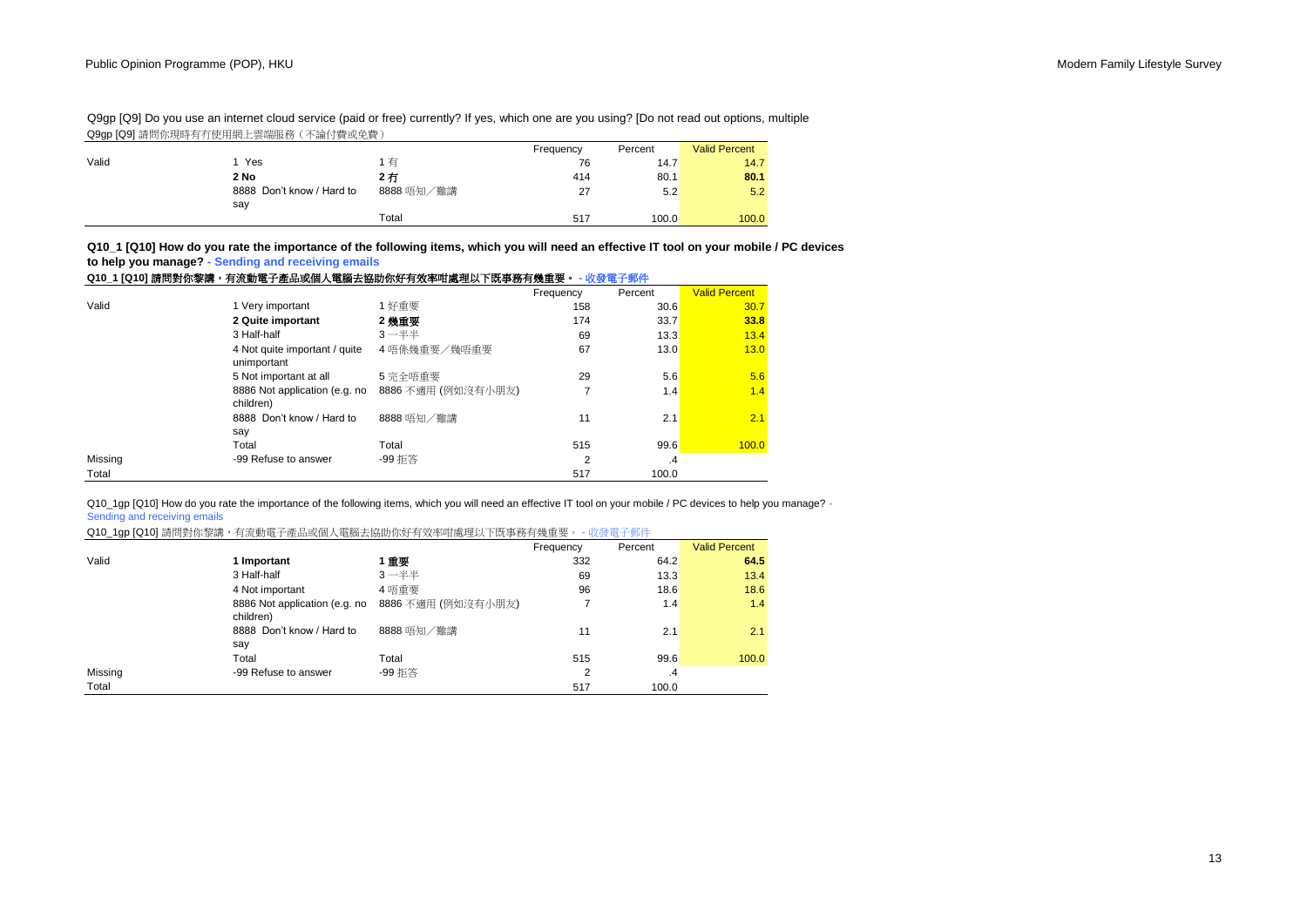Q9gp [Q9] Do you use an internet cloud service (paid or free) currently? If yes, which one are you using? [Do not read out options, multiple

Q9gp [Q9] 請問你現時有冇使用網上雲端服務（不論付費或免費）

| | | | Frequency | Percent | Valid Percent |
|---|---|---|---|---|---|
| Valid | 1 Yes | 1 有 | 76 | 14.7 | 14.7 |
| | **2 No** | **2 冇** | 414 | 80.1 | **80.1** |
| | 8888 Don't know / Hard to say | 8888 唔知／難講 | 27 | 5.2 | 5.2 |
| | | Total | 517 | 100.0 | 100.0 |

**Q10_1 [Q10] How do you rate the importance of the following items, which you will need an effective IT tool on your mobile / PC devices to help you manage? - Sending and receiving emails**

**Q10_1 [Q10] 請問對你黎講，有流動電子產品或個人電腦去協助你好有效率咁處理以下既事務有幾重要。 - 收發電子郵件**

| | | | Frequency | Percent | Valid Percent |
|---|---|---|---|---|---|
| Valid | 1 Very important | 1 好重要 | 158 | 30.6 | 30.7 |
| | **2 Quite important** | **2 幾重要** | 174 | 33.7 | **33.8** |
| | 3 Half-half | 3 一半半 | 69 | 13.3 | 13.4 |
| | 4 Not quite important / quite unimportant | 4 唔係幾重要／幾唔重要 | 67 | 13.0 | 13.0 |
| | 5 Not important at all | 5 完全唔重要 | 29 | 5.6 | 5.6 |
| | 8886 Not application (e.g. no children) | 8886 不適用 (例如沒有小朋友) | 7 | 1.4 | 1.4 |
| | 8888 Don't know / Hard to say | 8888 唔知／難講 | 11 | 2.1 | 2.1 |
| | Total | Total | 515 | 99.6 | 100.0 |
| Missing | -99 Refuse to answer | -99 拒答 | 2 | .4 | |
| Total | | | 517 | 100.0 | |

Q10_1gp [Q10] How do you rate the importance of the following items, which you will need an effective IT tool on your mobile / PC devices to help you manage? - Sending and receiving emails

Q10_1gp [Q10] 請問對你黎講，有流動電子產品或個人電腦去協助你好有效率咁處理以下既事務有幾重要。 - 收發電子郵件

| | | | Frequency | Percent | Valid Percent |
|---|---|---|---|---|---|
| Valid | **1 Important** | **1 重要** | 332 | 64.2 | **64.5** |
| | 3 Half-half | 3 一半半 | 69 | 13.3 | 13.4 |
| | 4 Not important | 4 唔重要 | 96 | 18.6 | 18.6 |
| | 8886 Not application (e.g. no children) | 8886 不適用 (例如沒有小朋友) | 7 | 1.4 | 1.4 |
| | 8888 Don't know / Hard to say | 8888 唔知／難講 | 11 | 2.1 | 2.1 |
| | Total | Total | 515 | 99.6 | 100.0 |
| Missing | -99 Refuse to answer | -99 拒答 | 2 | .4 | |
| Total | | | 517 | 100.0 | |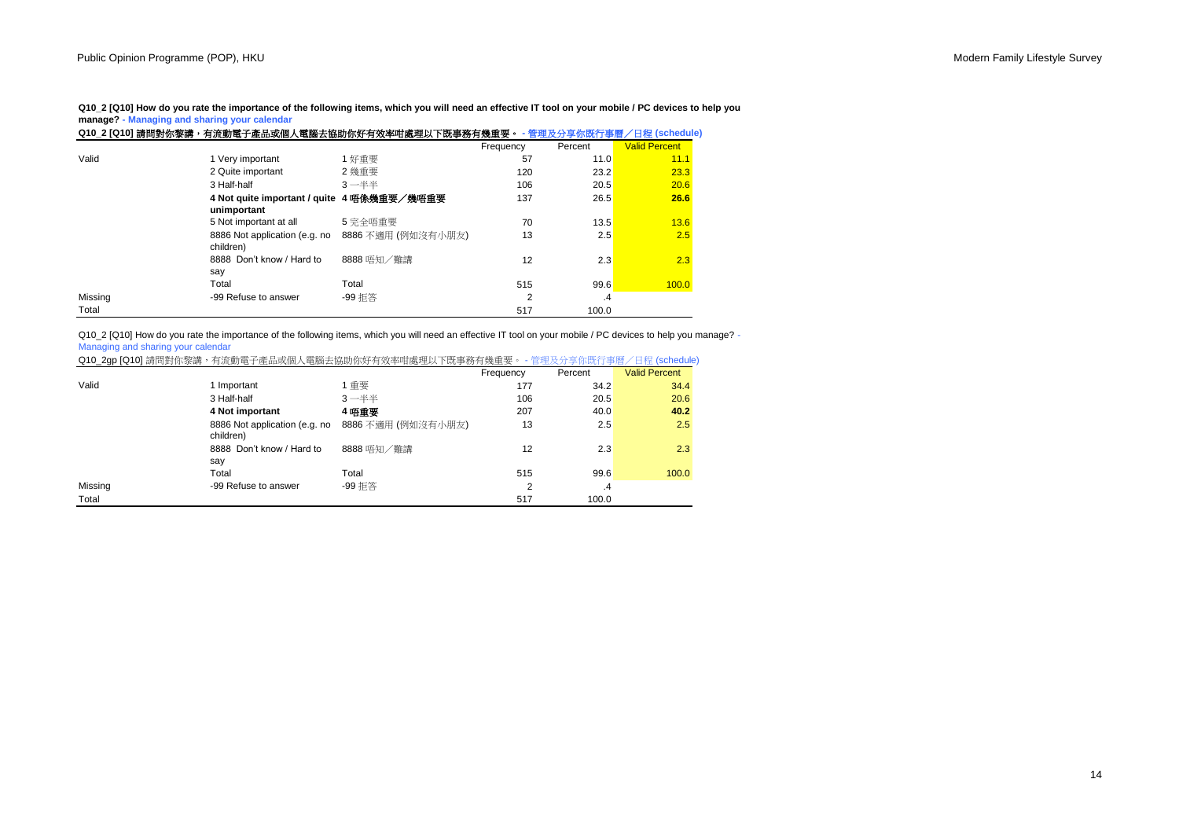**Q10_2 [Q10] How do you rate the importance of the following items, which you will need an effective IT tool on your mobile / PC devices to help you manage? - Managing and sharing your calendar**

**Q10_2 [Q10] 請問對你黎講，有流動電子產品或個人電腦去協助你好有效率咁處理以下既事務有幾重要。 - 管理及分享你既行事曆／日程 (schedule)**

| | | | Frequency | Percent | Valid Percent |
|---|---|---|---|---|---|
| Valid | 1 Very important | 1 好重要 | 57 | 11.0 | 11.1 |
| | 2 Quite important | 2 幾重要 | 120 | 23.2 | 23.3 |
| | 3 Half-half | 3 一半半 | 106 | 20.5 | 20.6 |
| | **4 Not quite important / quite unimportant** | **4 唔係幾重要／幾唔重要** | 137 | 26.5 | **26.6** |
| | 5 Not important at all | 5 完全唔重要 | 70 | 13.5 | 13.6 |
| | 8886 Not application (e.g. no children) | 8886 不適用 (例如沒有小朋友) | 13 | 2.5 | 2.5 |
| | 8888 Don't know / Hard to say | 8888 唔知／難講 | 12 | 2.3 | 2.3 |
| | Total | Total | 515 | 99.6 | 100.0 |
| Missing | -99 Refuse to answer | -99 拒答 | 2 | .4 | |
| Total | | | 517 | 100.0 | |

Q10_2 [Q10] How do you rate the importance of the following items, which you will need an effective IT tool on your mobile / PC devices to help you manage? - Managing and sharing your calendar

Q10_2gp [Q10] 請問對你黎講，有流動電子產品或個人電腦去協助你好有效率咁處理以下既事務有幾重要。 - 管理及分享你既行事曆／日程 (schedule)

| | | | Frequency | Percent | Valid Percent |
|---|---|---|---|---|---|
| Valid | 1 Important | 1 重要 | 177 | 34.2 | 34.4 |
| | 3 Half-half | 3 一半半 | 106 | 20.5 | 20.6 |
| | **4 Not important** | **4 唔重要** | 207 | 40.0 | **40.2** |
| | 8886 Not application (e.g. no children) | 8886 不適用 (例如沒有小朋友) | 13 | 2.5 | 2.5 |
| | 8888 Don't know / Hard to say | 8888 唔知／難講 | 12 | 2.3 | 2.3 |
| | Total | Total | 515 | 99.6 | 100.0 |
| Missing | -99 Refuse to answer | -99 拒答 | 2 | .4 | |
| Total | | | 517 | 100.0 | |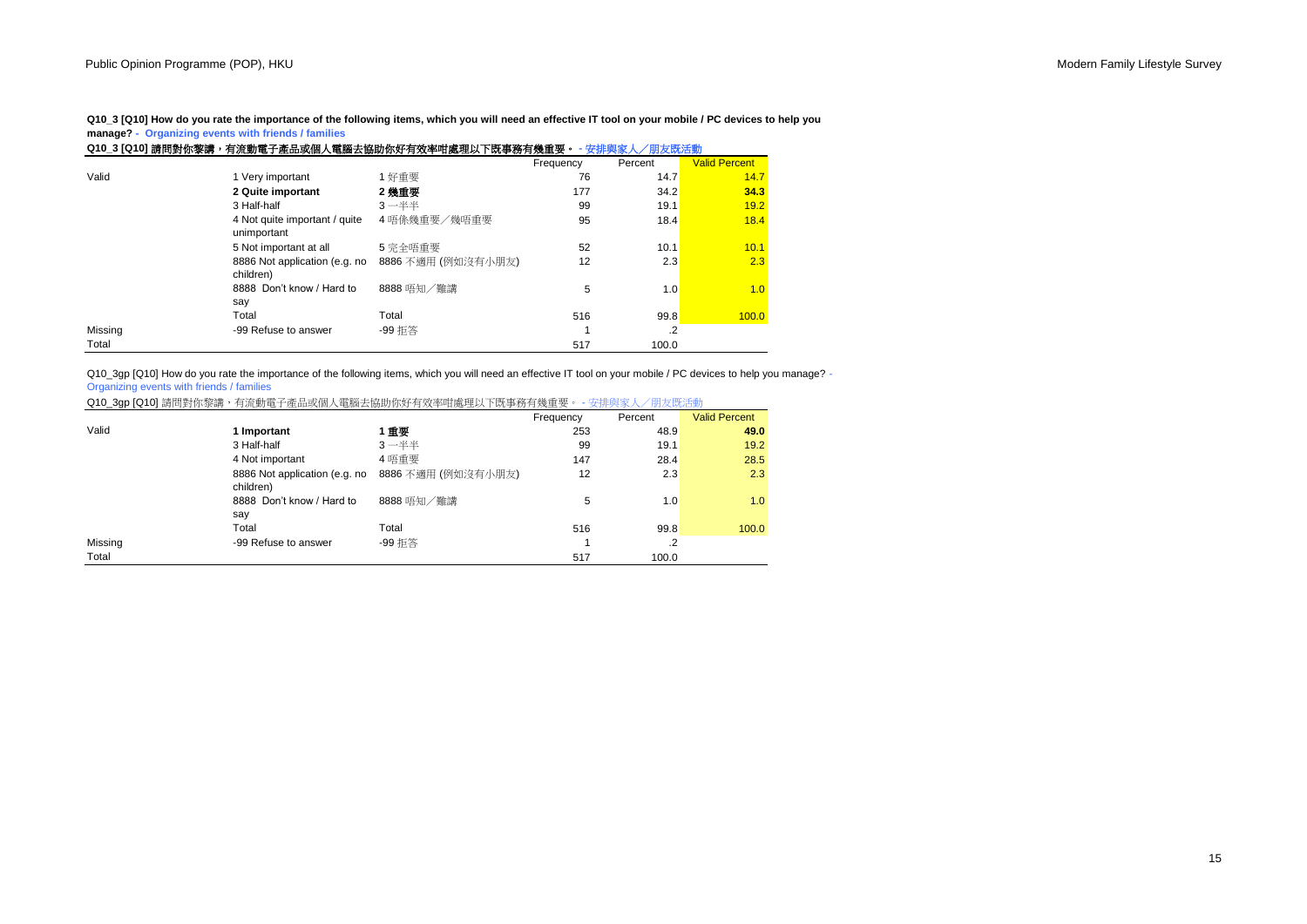**Q10_3 [Q10] How do you rate the importance of the following items, which you will need an effective IT tool on your mobile / PC devices to help you manage? - Organizing events with friends / families**

**Q10_3 [Q10] 請問對你黎講，有流動電子產品或個人電腦去協助你好有效率咁處理以下既事務有幾重要。 - 安排與家人／朋友既活動**

| | | | Frequency | Percent | Valid Percent |
|---|---|---|---|---|---|
| Valid | 1 Very important | 1 好重要 | 76 | 14.7 | 14.7 |
| | **2 Quite important** | **2 幾重要** | 177 | 34.2 | **34.3** |
| | 3 Half-half | 3 一半半 | 99 | 19.1 | 19.2 |
| | 4 Not quite important / quite unimportant | 4 唔係幾重要／幾唔重要 | 95 | 18.4 | 18.4 |
| | 5 Not important at all | 5 完全唔重要 | 52 | 10.1 | 10.1 |
| | 8886 Not application (e.g. no children) | 8886 不適用 (例如沒有小朋友) | 12 | 2.3 | 2.3 |
| | 8888 Don't know / Hard to say | 8888 唔知／難講 | 5 | 1.0 | 1.0 |
| | Total | Total | 516 | 99.8 | 100.0 |
| Missing | -99 Refuse to answer | -99 拒答 | 1 | .2 | |
| Total | | | 517 | 100.0 | |

Q10_3gp [Q10] How do you rate the importance of the following items, which you will need an effective IT tool on your mobile / PC devices to help you manage? - Organizing events with friends / families

Q10_3gp [Q10] 請問對你黎講，有流動電子產品或個人電腦去協助你好有效率咁處理以下既事務有幾重要。 - 安排與家人／朋友既活動

| | | | Frequency | Percent | Valid Percent |
|---|---|---|---|---|---|
| Valid | **1 Important** | **1 重要** | 253 | 48.9 | **49.0** |
| | 3 Half-half | 3 一半半 | 99 | 19.1 | 19.2 |
| | 4 Not important | 4 唔重要 | 147 | 28.4 | 28.5 |
| | 8886 Not application (e.g. no children) | 8886 不適用 (例如沒有小朋友) | 12 | 2.3 | 2.3 |
| | 8888 Don't know / Hard to say | 8888 唔知／難講 | 5 | 1.0 | 1.0 |
| | Total | Total | 516 | 99.8 | 100.0 |
| Missing | -99 Refuse to answer | -99 拒答 | 1 | .2 | |
| Total | | | 517 | 100.0 | |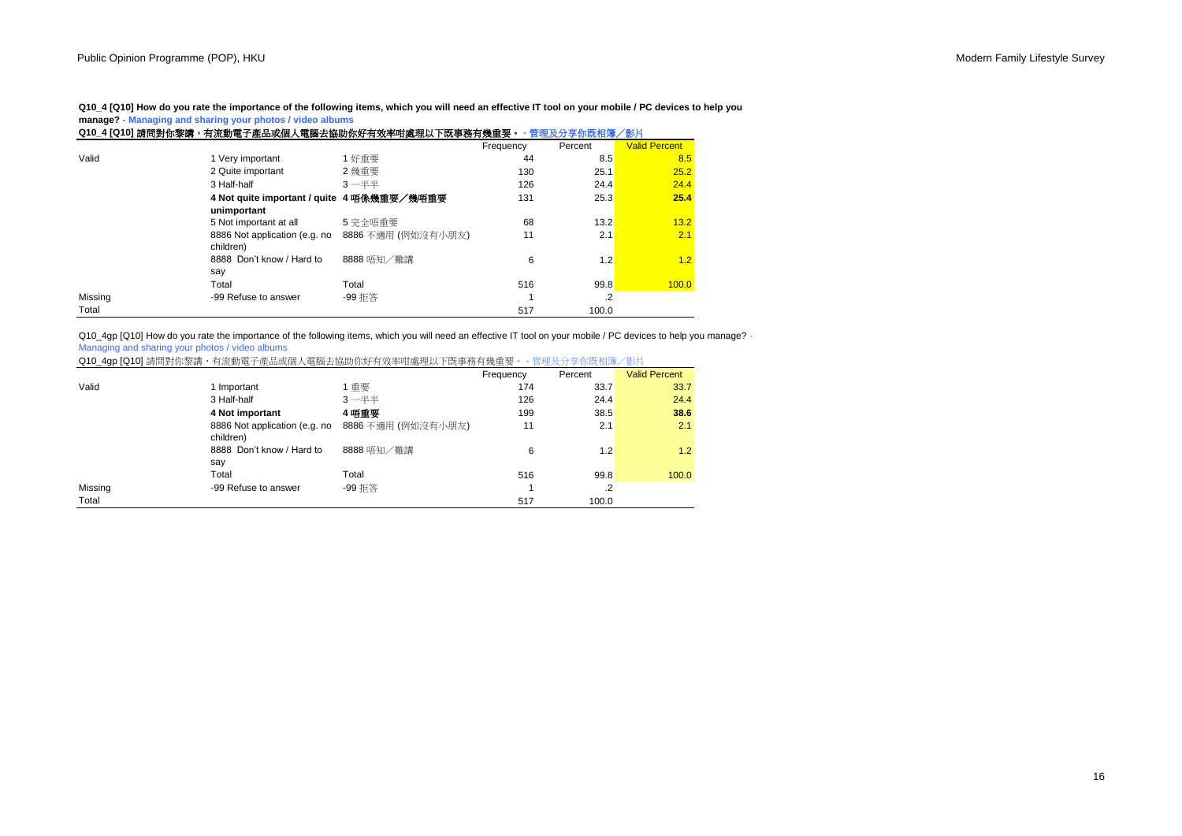**Q10_4 [Q10] How do you rate the importance of the following items, which you will need an effective IT tool on your mobile / PC devices to help you manage? - Managing and sharing your photos / video albums**

**Q10_4 [Q10] 請問對你黎講，有流動電子產品或個人電腦去協助你好有效率咁處理以下既事務有幾重要。 - 管理及分享你既相簿／影片**

| | | | Frequency | Percent | Valid Percent |
|---|---|---|---|---|---|
| Valid | 1 Very important | 1 好重要 | 44 | 8.5 | 8.5 |
| | 2 Quite important | 2 幾重要 | 130 | 25.1 | 25.2 |
| | 3 Half-half | 3 一半半 | 126 | 24.4 | 24.4 |
| | **4 Not quite important / quite unimportant** | **4 唔係幾重要／幾唔重要** | 131 | 25.3 | **25.4** |
| | 5 Not important at all | 5 完全唔重要 | 68 | 13.2 | 13.2 |
| | 8886 Not application (e.g. no children) | 8886 不適用 (例如沒有小朋友) | 11 | 2.1 | 2.1 |
| | 8888 Don't know / Hard to say | 8888 唔知／難講 | 6 | 1.2 | 1.2 |
| | Total | Total | 516 | 99.8 | 100.0 |
| Missing | -99 Refuse to answer | -99 拒答 | 1 | .2 | |
| Total | | | 517 | 100.0 | |

Q10_4gp [Q10] How do you rate the importance of the following items, which you will need an effective IT tool on your mobile / PC devices to help you manage? - Managing and sharing your photos / video albums

Q10_4gp [Q10] 請問對你黎講，有流動電子產品或個人電腦去協助你好有效率咁處理以下既事務有幾重要。 - 管理及分享你既相簿／影片

| | | | Frequency | Percent | Valid Percent |
|---|---|---|---|---|---|
| Valid | 1 Important | 1 重要 | 174 | 33.7 | 33.7 |
| | 3 Half-half | 3 一半半 | 126 | 24.4 | 24.4 |
| | **4 Not important** | **4 唔重要** | 199 | 38.5 | **38.6** |
| | 8886 Not application (e.g. no children) | 8886 不適用 (例如沒有小朋友) | 11 | 2.1 | 2.1 |
| | 8888 Don't know / Hard to say | 8888 唔知／難講 | 6 | 1.2 | 1.2 |
| | Total | Total | 516 | 99.8 | 100.0 |
| Missing | -99 Refuse to answer | -99 拒答 | 1 | .2 | |
| Total | | | 517 | 100.0 | |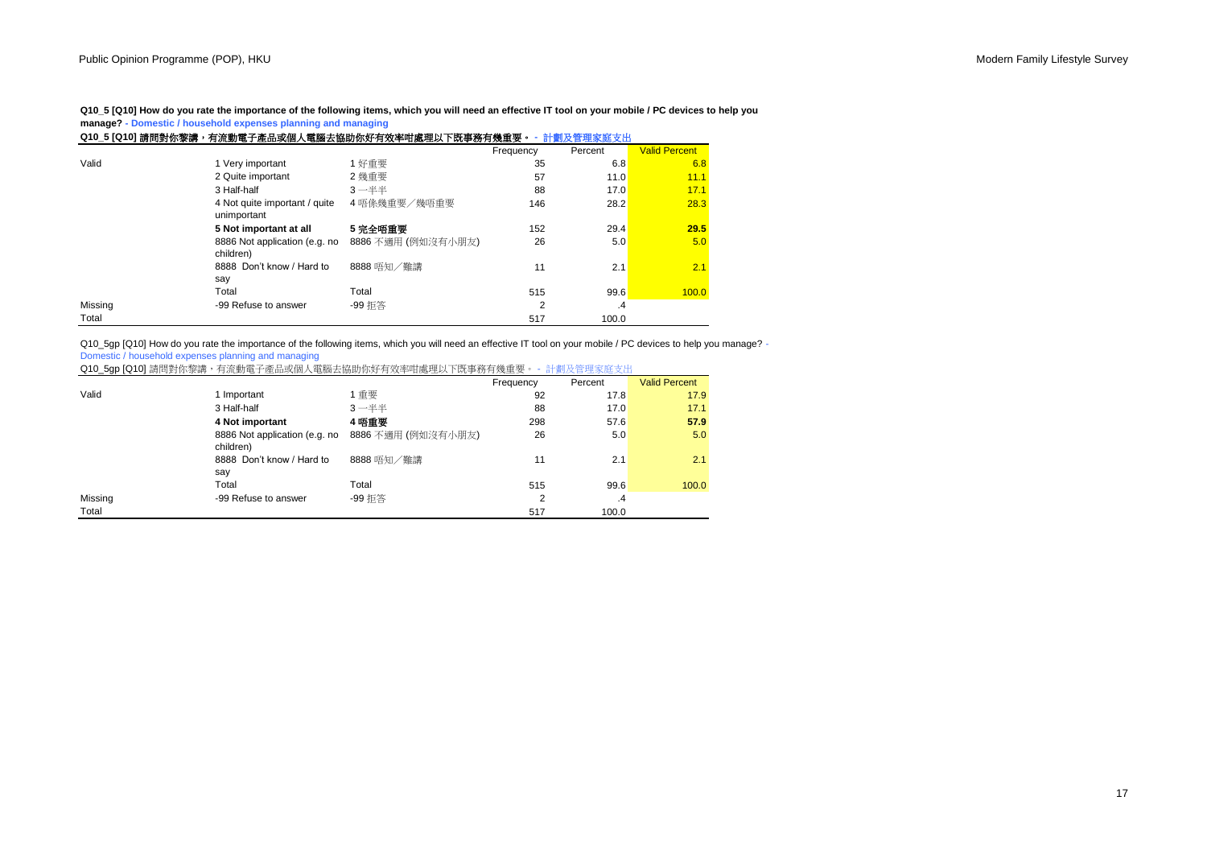**Q10_5 [Q10] How do you rate the importance of the following items, which you will need an effective IT tool on your mobile / PC devices to help you manage? - Domestic / household expenses planning and managing**

**Q10_5 [Q10] 請問對你黎講，有流動電子產品或個人電腦去協助你好有效率咁處理以下既事務有幾重要。 - 計劃及管理家庭支出**

| | | | Frequency | Percent | Valid Percent |
|---|---|---|---|---|---|
| Valid | 1 Very important | 1 好重要 | 35 | 6.8 | 6.8 |
| | 2 Quite important | 2 幾重要 | 57 | 11.0 | 11.1 |
| | 3 Half-half | 3 一半半 | 88 | 17.0 | 17.1 |
| | 4 Not quite important / quite unimportant | 4 唔係幾重要／幾唔重要 | 146 | 28.2 | 28.3 |
| | **5 Not important at all** | **5 完全唔重要** | 152 | 29.4 | **29.5** |
| | 8886 Not application (e.g. no children) | 8886 不適用 (例如沒有小朋友) | 26 | 5.0 | 5.0 |
| | 8888 Don't know / Hard to say | 8888 唔知／難講 | 11 | 2.1 | 2.1 |
| | Total | Total | 515 | 99.6 | 100.0 |
| Missing | -99 Refuse to answer | -99 拒答 | 2 | .4 | |
| Total | | | 517 | 100.0 | |

Q10_5gp [Q10] How do you rate the importance of the following items, which you will need an effective IT tool on your mobile / PC devices to help you manage? - Domestic / household expenses planning and managing

Q10_5gp [Q10] 請問對你黎講，有流動電子產品或個人電腦去協助你好有效率咁處理以下既事務有幾重要。 - 計劃及管理家庭支出

| | | | Frequency | Percent | Valid Percent |
|---|---|---|---|---|---|
| Valid | 1 Important | 1 重要 | 92 | 17.8 | 17.9 |
| | 3 Half-half | 3 一半半 | 88 | 17.0 | 17.1 |
| | **4 Not important** | **4 唔重要** | 298 | 57.6 | **57.9** |
| | 8886 Not application (e.g. no children) | 8886 不適用 (例如沒有小朋友) | 26 | 5.0 | 5.0 |
| | 8888 Don't know / Hard to say | 8888 唔知／難講 | 11 | 2.1 | 2.1 |
| | Total | Total | 515 | 99.6 | 100.0 |
| Missing | -99 Refuse to answer | -99 拒答 | 2 | .4 | |
| Total | | | 517 | 100.0 | |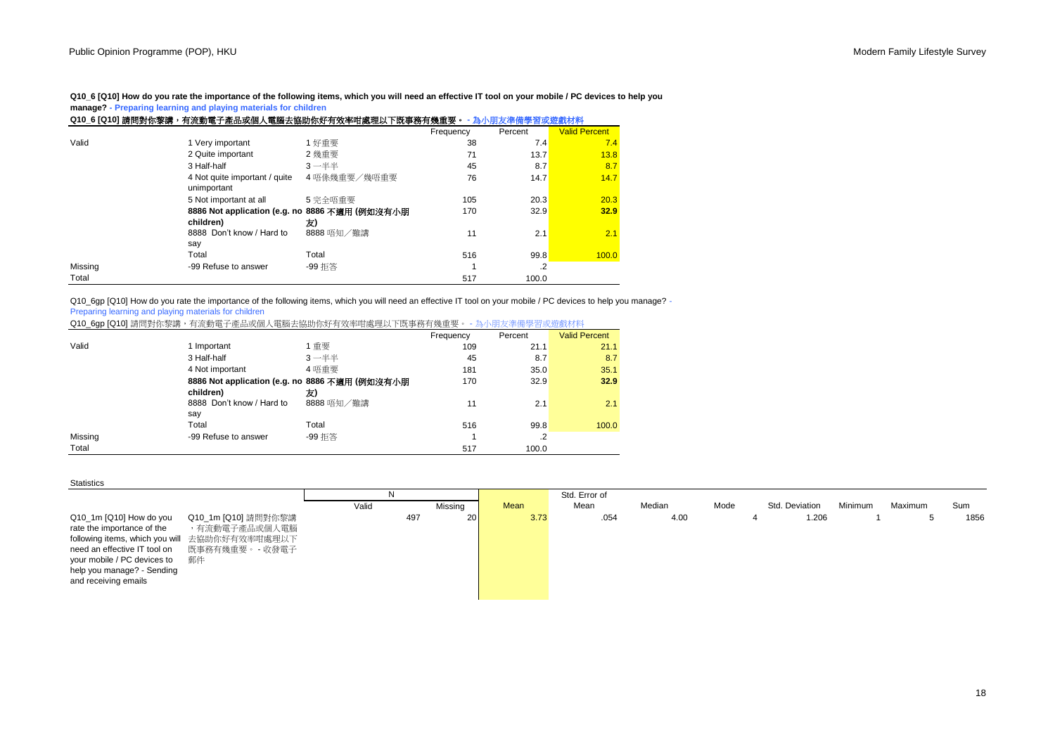**Q10_6 [Q10] How do you rate the importance of the following items, which you will need an effective IT tool on your mobile / PC devices to help you manage? - Preparing learning and playing materials for children**

**Q10_6 [Q10] 請問對你黎講，有流動電子產品或個人電腦去協助你好有效率咁處理以下既事務有幾重要。 - 為小朋友準備學習或遊戲材料**

| | | | Frequency | Percent | Valid Percent |
|---|---|---|---|---|---|
| Valid | 1 Very important | 1 好重要 | 38 | 7.4 | 7.4 |
| | 2 Quite important | 2 幾重要 | 71 | 13.7 | 13.8 |
| | 3 Half-half | 3 一半半 | 45 | 8.7 | 8.7 |
| | 4 Not quite important / quite unimportant | 4 唔係幾重要／幾唔重要 | 76 | 14.7 | 14.7 |
| | 5 Not important at all | 5 完全唔重要 | 105 | 20.3 | 20.3 |
| | **8886 Not application (e.g. no children)** | **8886 不適用 (例如沒有小朋友)** | 170 | 32.9 | **32.9** |
| | 8888 Don't know / Hard to say | 8888 唔知／難講 | 11 | 2.1 | 2.1 |
| | Total | Total | 516 | 99.8 | 100.0 |
| Missing | -99 Refuse to answer | -99 拒答 | 1 | .2 | |
| Total | | | 517 | 100.0 | |

Q10_6gp [Q10] How do you rate the importance of the following items, which you will need an effective IT tool on your mobile / PC devices to help you manage? - Preparing learning and playing materials for children

Q10_6gp [Q10] 請問對你黎講，有流動電子產品或個人電腦去協助你好有效率咁處理以下既事務有幾重要。 - 為小朋友準備學習或遊戲材料

| | | | Frequency | Percent | Valid Percent |
|---|---|---|---|---|---|
| Valid | 1 Important | 1 重要 | 109 | 21.1 | 21.1 |
| | 3 Half-half | 3 一半半 | 45 | 8.7 | 8.7 |
| | 4 Not important | 4 唔重要 | 181 | 35.0 | 35.1 |
| | **8886 Not application (e.g. no children)** | **8886 不適用 (例如沒有小朋友)** | 170 | 32.9 | **32.9** |
| | 8888 Don't know / Hard to say | 8888 唔知／難講 | 11 | 2.1 | 2.1 |
| | Total | Total | 516 | 99.8 | 100.0 |
| Missing | -99 Refuse to answer | -99 拒答 | 1 | .2 | |
| Total | | | 517 | 100.0 | |

Statistics

| | | N | | Mean | Std. Error of Mean | Median | Mode | Std. Deviation | Minimum | Maximum | Sum |
|---|---|---|---|---|---|---|---|---|---|---|---|
| | | Valid | Missing | | | | | | | | |
| Q10_1m [Q10] How do you rate the importance of the following items, which you will need an effective IT tool on your mobile / PC devices to help you manage? - Sending and receiving emails | Q10_1m [Q10] 請問對你黎講，有流動電子產品或個人電腦去協助你好有效率咁處理以下既事務有幾重要。 - 收發電子郵件 | 497 | 20 | 3.73 | .054 | 4.00 | 4 | 1.206 | 1 | 5 | 1856 |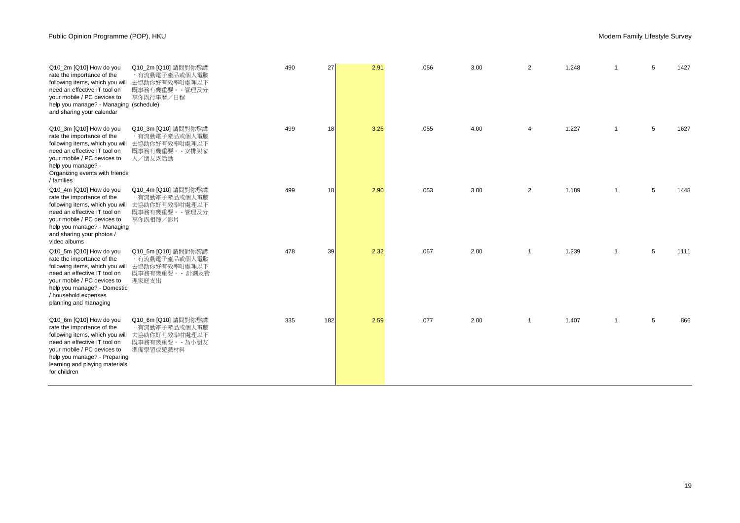| | | | | | | | | | | | |
|---|---|---|---|---|---|---|---|---|---|---|---|
| Q10_2m [Q10] How do you rate the importance of the following items, which you will need an effective IT tool on your mobile / PC devices to help you manage? - Managing and sharing your calendar | Q10_2m [Q10] 請問對你黎講，有流動電子產品或個人電腦去協助你好有效率咁處理以下既事務有幾重要。 - 管理及分享你既行事曆／日程 (schedule) | 490 | 27 | 2.91 | .056 | 3.00 | 2 | 1.248 | 1 | 5 | 1427 |
| Q10_3m [Q10] How do you rate the importance of the following items, which you will need an effective IT tool on your mobile / PC devices to help you manage? - Organizing events with friends / families | Q10_3m [Q10] 請問對你黎講，有流動電子產品或個人電腦去協助你好有效率咁處理以下既事務有幾重要。 - 安排與家人／朋友既活動 | 499 | 18 | 3.26 | .055 | 4.00 | 4 | 1.227 | 1 | 5 | 1627 |
| Q10_4m [Q10] How do you rate the importance of the following items, which you will need an effective IT tool on your mobile / PC devices to help you manage? - Managing and sharing your photos / video albums | Q10_4m [Q10] 請問對你黎講，有流動電子產品或個人電腦去協助你好有效率咁處理以下既事務有幾重要。 - 管理及分享你既相簿／影片 | 499 | 18 | 2.90 | .053 | 3.00 | 2 | 1.189 | 1 | 5 | 1448 |
| Q10_5m [Q10] How do you rate the importance of the following items, which you will need an effective IT tool on your mobile / PC devices to help you manage? - Domestic / household expenses planning and managing | Q10_5m [Q10] 請問對你黎講，有流動電子產品或個人電腦去協助你好有效率咁處理以下既事務有幾重要。 - 計劃及管理家庭支出 | 478 | 39 | 2.32 | .057 | 2.00 | 1 | 1.239 | 1 | 5 | 1111 |
| Q10_6m [Q10] How do you rate the importance of the following items, which you will need an effective IT tool on your mobile / PC devices to help you manage? - Preparing learning and playing materials for children | Q10_6m [Q10] 請問對你黎講，有流動電子產品或個人電腦去協助你好有效率咁處理以下既事務有幾重要。 - 為小朋友準備學習或遊戲材料 | 335 | 182 | 2.59 | .077 | 2.00 | 1 | 1.407 | 1 | 5 | 866 |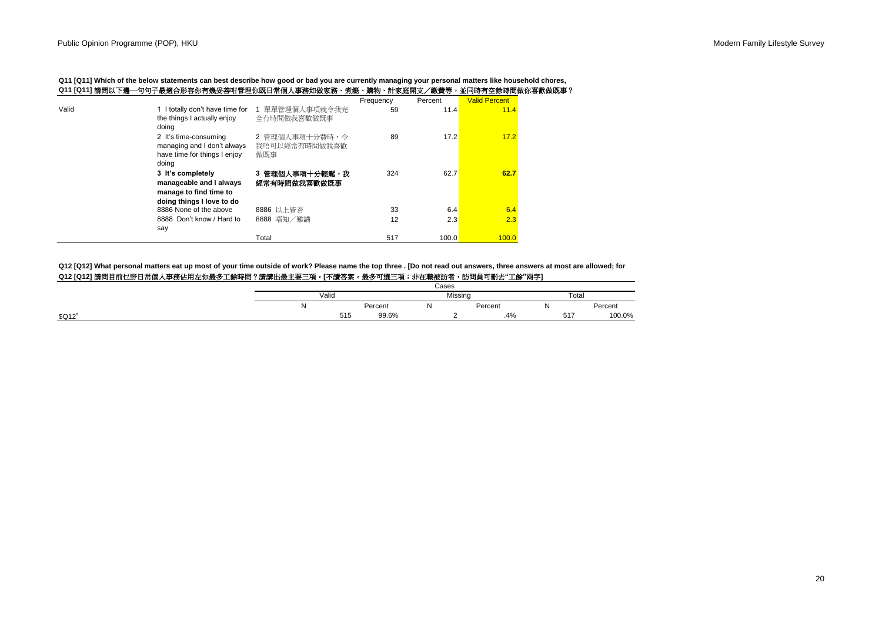**Q11 [Q11] Which of the below statements can best describe how good or bad you are currently managing your personal matters like household chores,**
**Q11 [Q11] 請問以下邊一句句子最適合形容你有幾妥善咁管理你既日常個人事務如做家務、煮餸、購物、計家庭開支／繳費等，並同時有空餘時間做你喜歡做既事？**

| | | | Frequency | Percent | Valid Percent |
|---|---|---|---|---|---|
| Valid | 1 I totally don't have time for the things I actually enjoy doing | 1 單單管理個人事項就令我完全冇時間做我喜歡做既事 | 59 | 11.4 | 11.4 |
| | 2 It's time-consuming managing and I don't always have time for things I enjoy doing | 2 管理個人事項十分費時，令我唔可以經常有時間做我喜歡做既事 | 89 | 17.2 | 17.2 |
| | **3 It's completely manageable and I always manage to find time to doing things I love to do** | **3 管理個人事項十分輕鬆，我經常有時間做我喜歡做既事** | 324 | 62.7 | 62.7 |
| | 8886 None of the above | 8886 以上皆否 | 33 | 6.4 | 6.4 |
| | 8888 Don't know / Hard to say | 8888 唔知／難講 | 12 | 2.3 | 2.3 |
| | | Total | 517 | 100.0 | 100.0 |

**Q12 [Q12] What personal matters eat up most of your time outside of work? Please name the top three . [Do not read out answers, three answers at most are allowed; for**
**Q12 [Q12] 請問目前乜野日常個人事務佔用左你最多工餘時間？請講出最主要三項。[不讀答案，最多可選三項；非在職被訪者，訪問員可刪去"工餘"兩字]**

| | Cases | | | | | |
|---|---|---|---|---|---|---|
| | Valid | | Missing | | Total | |
| | N | Percent | N | Percent | N | Percent |
| $Q12[a] | 515 | 99.6% | 2 | .4% | 517 | 100.0% |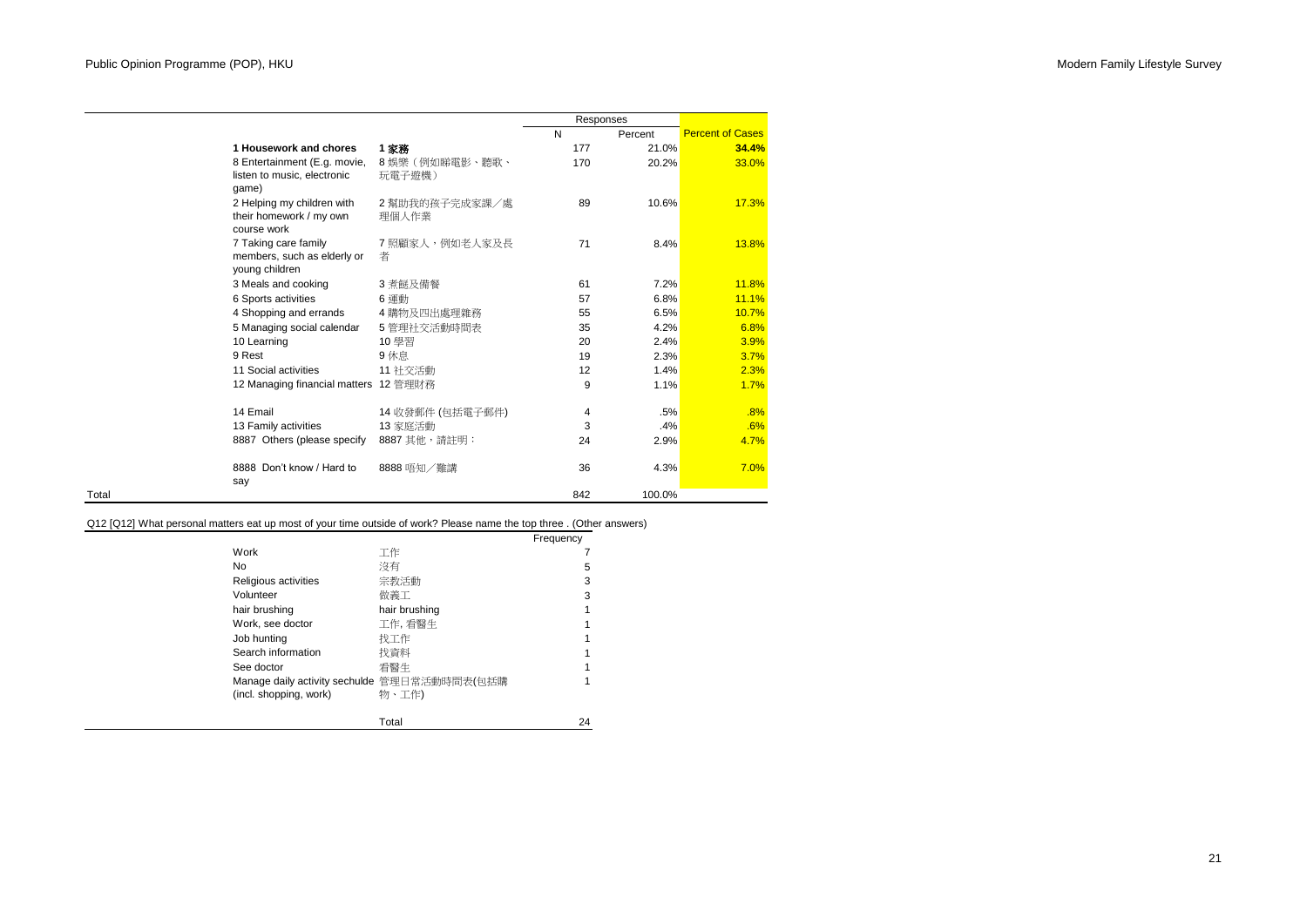| | | Responses | | |
|---|---|---|---|---|
| | | N | Percent | Percent of Cases |
| **1 Housework and chores** | **1 家務** | 177 | 21.0% | **34.4%** |
| 8 Entertainment (E.g. movie, listen to music, electronic game) | 8 娛樂（例如睇電影、聽歌、玩電子遊機） | 170 | 20.2% | 33.0% |
| 2 Helping my children with their homework / my own course work | 2 幫助我的孩子完成家課／處理個人作業 | 89 | 10.6% | 17.3% |
| 7 Taking care family members, such as elderly or young children | 7 照顧家人，例如老人家及長者 | 71 | 8.4% | 13.8% |
| 3 Meals and cooking | 3 煮餸及備餐 | 61 | 7.2% | 11.8% |
| 6 Sports activities | 6 運動 | 57 | 6.8% | 11.1% |
| 4 Shopping and errands | 4 購物及四出處理雜務 | 55 | 6.5% | 10.7% |
| 5 Managing social calendar | 5 管理社交活動時間表 | 35 | 4.2% | 6.8% |
| 10 Learning | 10 學習 | 20 | 2.4% | 3.9% |
| 9 Rest | 9 休息 | 19 | 2.3% | 3.7% |
| 11 Social activities | 11 社交活動 | 12 | 1.4% | 2.3% |
| 12 Managing financial matters | 12 管理財務 | 9 | 1.1% | 1.7% |
| 14 Email | 14 收發郵件 (包括電子郵件) | 4 | .5% | .8% |
| 13 Family activities | 13 家庭活動 | 3 | .4% | .6% |
| 8887 Others (please specify | 8887 其他，請註明： | 24 | 2.9% | 4.7% |
| 8888 Don't know / Hard to say | 8888 唔知／難講 | 36 | 4.3% | 7.0% |
| Total | | 842 | 100.0% | |

Q12 [Q12] What personal matters eat up most of your time outside of work? Please name the top three . (Other answers)

| | | Frequency |
|---|---|---|
| Work | 工作 | 7 |
| No | 沒有 | 5 |
| Religious activities | 宗教活動 | 3 |
| Volunteer | 做義工 | 3 |
| hair brushing | hair brushing | 1 |
| Work, see doctor | 工作, 看醫生 | 1 |
| Job hunting | 找工作 | 1 |
| Search information | 找資料 | 1 |
| See doctor | 看醫生 | 1 |
| Manage daily activity sechulde (incl. shopping, work) | 管理日常活動時間表(包括購物、工作) | 1 |
| | Total | 24 |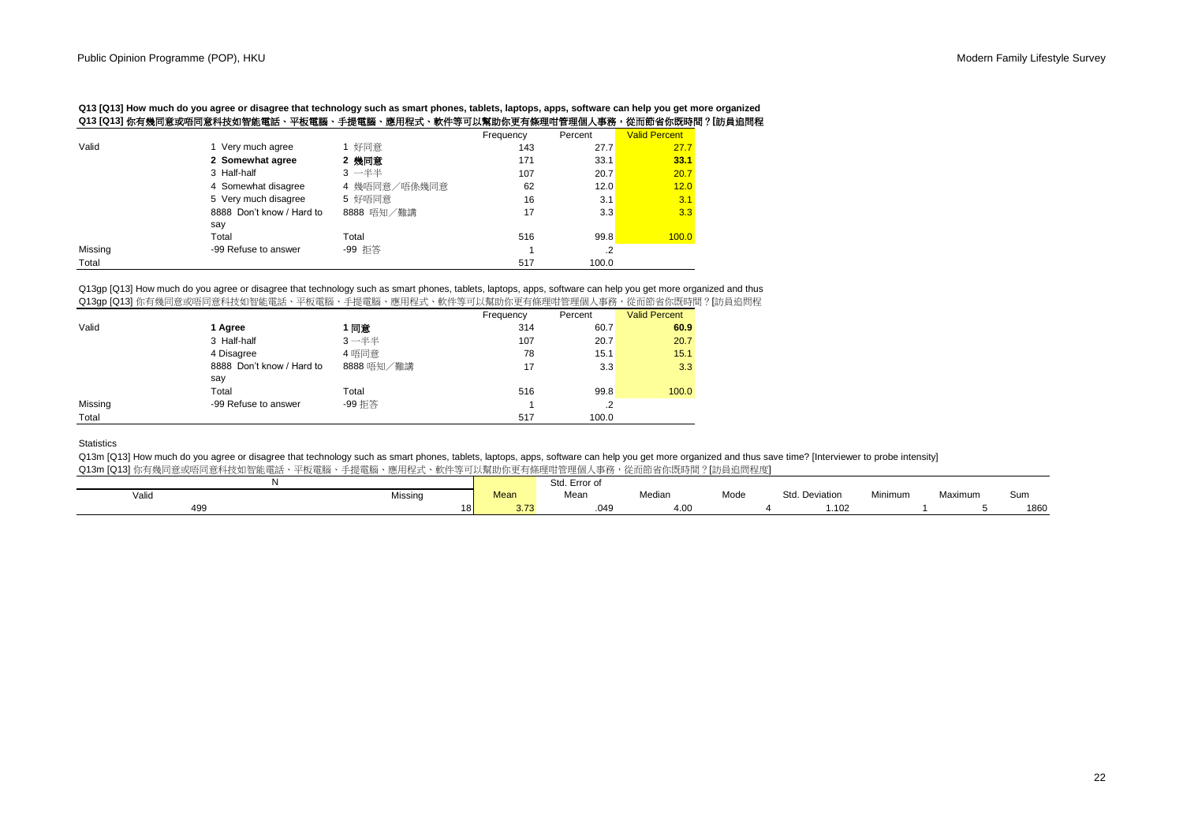**Q13 [Q13] How much do you agree or disagree that technology such as smart phones, tablets, laptops, apps, software can help you get more organized**
**Q13 [Q13] 你有幾同意或唔同意科技如智能電話、平板電腦、手提電腦、應用程式、軟件等可以幫助你更有條理咁管理個人事務，從而節省你既時間？[訪員追問程**

| | | | Frequency | Percent | Valid Percent |
|---|---|---|---|---|---|
| Valid | 1 Very much agree | 1 好同意 | 143 | 27.7 | 27.7 |
| | **2 Somewhat agree** | **2 幾同意** | 171 | 33.1 | **33.1** |
| | 3 Half-half | 3 一半半 | 107 | 20.7 | 20.7 |
| | 4 Somewhat disagree | 4 幾唔同意／唔係幾同意 | 62 | 12.0 | 12.0 |
| | 5 Very much disagree | 5 好唔同意 | 16 | 3.1 | 3.1 |
| | 8888 Don't know / Hard to say | 8888 唔知／難講 | 17 | 3.3 | 3.3 |
| | Total | Total | 516 | 99.8 | 100.0 |
| Missing | -99 Refuse to answer | -99 拒答 | 1 | .2 | |
| Total | | | 517 | 100.0 | |

Q13gp [Q13] How much do you agree or disagree that technology such as smart phones, tablets, laptops, apps, software can help you get more organized and thus
Q13gp [Q13] 你有幾同意或唔同意科技如智能電話、平板電腦、手提電腦、應用程式、軟件等可以幫助你更有條理咁管理個人事務，從而節省你既時間？[訪員追問程

| | | | Frequency | Percent | Valid Percent |
|---|---|---|---|---|---|
| Valid | **1 Agree** | **1 同意** | 314 | 60.7 | **60.9** |
| | 3 Half-half | 3 一半半 | 107 | 20.7 | 20.7 |
| | 4 Disagree | 4 唔同意 | 78 | 15.1 | 15.1 |
| | 8888 Don't know / Hard to say | 8888 唔知／難講 | 17 | 3.3 | 3.3 |
| | Total | Total | 516 | 99.8 | 100.0 |
| Missing | -99 Refuse to answer | -99 拒答 | 1 | .2 | |
| Total | | | 517 | 100.0 | |

Statistics

Q13m [Q13] How much do you agree or disagree that technology such as smart phones, tablets, laptops, apps, software can help you get more organized and thus save time? [Interviewer to probe intensity]
Q13m [Q13] 你有幾同意或唔同意科技如智能電話、平板電腦、手提電腦、應用程式、軟件等可以幫助你更有條理咁管理個人事務，從而節省你既時間？[訪員追問程度]

| N | | Mean | Std. Error of Mean | Median | Mode | Std. Deviation | Minimum | Maximum | Sum |
|---|---|---|---|---|---|---|---|---|---|
| Valid | Missing | | | | | | | | |
| 499 | 18 | 3.73 | .049 | 4.00 | 4 | 1.102 | 1 | 5 | 1860 |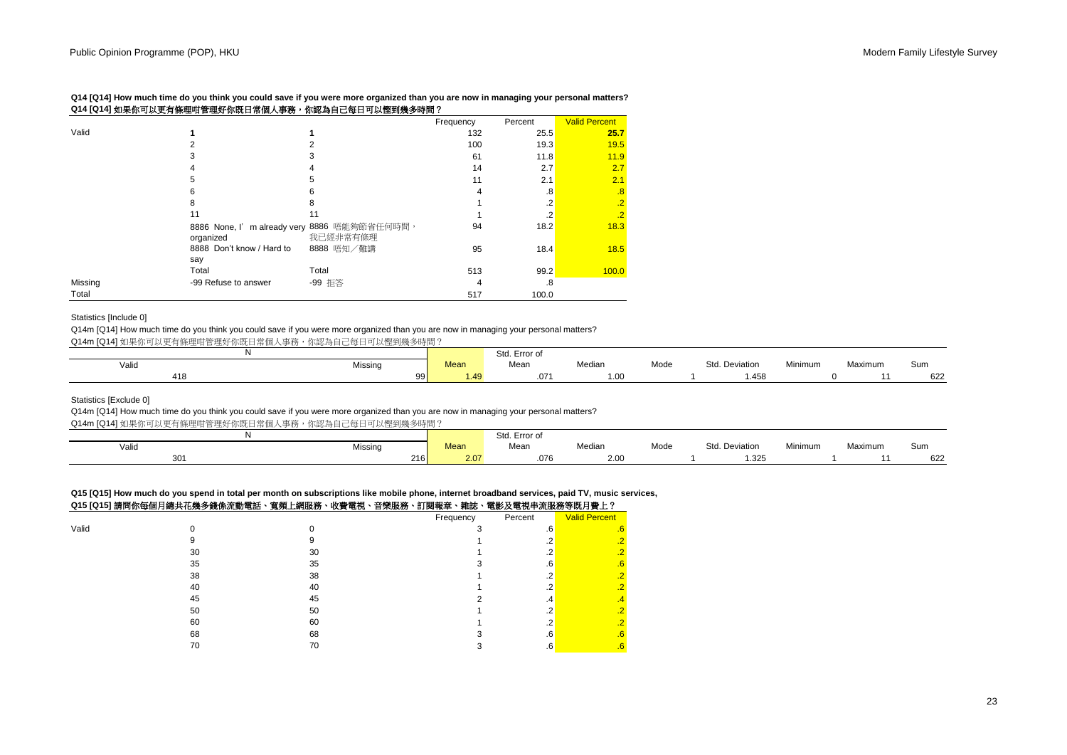**Q14 [Q14] How much time do you think you could save if you were more organized than you are now in managing your personal matters?**
**Q14 [Q14] 如果你可以更有條理咁管理好你既日常個人事務，你認為自己每日可以慳到幾多時間？**

| | | | Frequency | Percent | Valid Percent |
|---|---|---|---|---|---|
| Valid | 1 | 1 | 132 | 25.5 | 25.7 |
| | 2 | 2 | 100 | 19.3 | 19.5 |
| | 3 | 3 | 61 | 11.8 | 11.9 |
| | 4 | 4 | 14 | 2.7 | 2.7 |
| | 5 | 5 | 11 | 2.1 | 2.1 |
| | 6 | 6 | 4 | .8 | .8 |
| | 8 | 8 | 1 | .2 | .2 |
| | 11 | 11 | 1 | .2 | .2 |
| | 8886 None, I'm already very organized | 8886 唔能夠節省任何時間，我已經非常有條理 | 94 | 18.2 | 18.3 |
| | 8888 Don't know / Hard to say | 8888 唔知／難講 | 95 | 18.4 | 18.5 |
| | Total | Total | 513 | 99.2 | 100.0 |
| Missing | -99 Refuse to answer | -99 拒答 | 4 | .8 | |
| Total | | | 517 | 100.0 | |

Statistics [Include 0]

Q14m [Q14] How much time do you think you could save if you were more organized than you are now in managing your personal matters?
Q14m [Q14] 如果你可以更有條理咁管理好你既日常個人事務，你認為自己每日可以慳到幾多時間？

| N Valid | N Missing | Mean | Std. Error of Mean | Median | Mode | Std. Deviation | Minimum | Maximum | Sum |
|---|---|---|---|---|---|---|---|---|---|
| 418 | 99 | 1.49 | .071 | 1.00 | 1 | 1.458 | 0 | 11 | 622 |

Statistics [Exclude 0]

Q14m [Q14] How much time do you think you could save if you were more organized than you are now in managing your personal matters?
Q14m [Q14] 如果你可以更有條理咁管理好你既日常個人事務，你認為自己每日可以慳到幾多時間？

| N Valid | N Missing | Mean | Std. Error of Mean | Median | Mode | Std. Deviation | Minimum | Maximum | Sum |
|---|---|---|---|---|---|---|---|---|---|
| 301 | 216 | 2.07 | .076 | 2.00 | 1 | 1.325 | 1 | 11 | 622 |

**Q15 [Q15] How much do you spend in total per month on subscriptions like mobile phone, internet broadband services, paid TV, music services,**
**Q15 [Q15] 請問你每個月總共花幾多錢係流動電話、寬頻上網服務、收費電視、音樂服務、訂閱報章、雜誌、電影及電視串流服務等既月費上？**

| | | | Frequency | Percent | Valid Percent |
|---|---|---|---|---|---|
| Valid | 0 | 0 | 3 | .6 | .6 |
| | 9 | 9 | 1 | .2 | .2 |
| | 30 | 30 | 1 | .2 | .2 |
| | 35 | 35 | 3 | .6 | .6 |
| | 38 | 38 | 1 | .2 | .2 |
| | 40 | 40 | 1 | .2 | .2 |
| | 45 | 45 | 2 | .4 | .4 |
| | 50 | 50 | 1 | .2 | .2 |
| | 60 | 60 | 1 | .2 | .2 |
| | 68 | 68 | 3 | .6 | .6 |
| | 70 | 70 | 3 | .6 | .6 |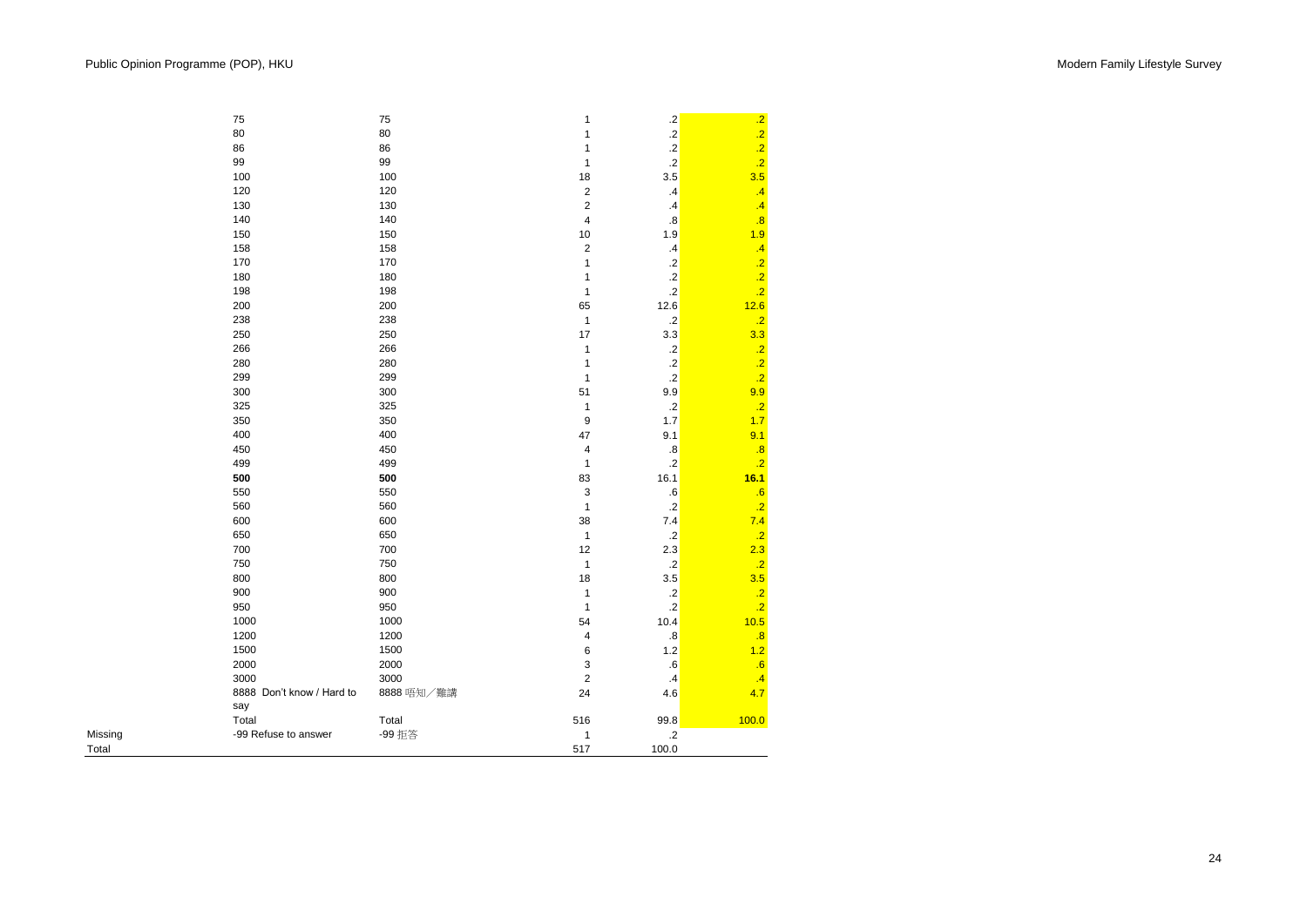| | | | | | |
|---|---|---|---|---|---|
| | 75 | 75 | 1 | .2 | .2 |
| | 80 | 80 | 1 | .2 | .2 |
| | 86 | 86 | 1 | .2 | .2 |
| | 99 | 99 | 1 | .2 | .2 |
| | 100 | 100 | 18 | 3.5 | 3.5 |
| | 120 | 120 | 2 | .4 | .4 |
| | 130 | 130 | 2 | .4 | .4 |
| | 140 | 140 | 4 | .8 | .8 |
| | 150 | 150 | 10 | 1.9 | 1.9 |
| | 158 | 158 | 2 | .4 | .4 |
| | 170 | 170 | 1 | .2 | .2 |
| | 180 | 180 | 1 | .2 | .2 |
| | 198 | 198 | 1 | .2 | .2 |
| | 200 | 200 | 65 | 12.6 | 12.6 |
| | 238 | 238 | 1 | .2 | .2 |
| | 250 | 250 | 17 | 3.3 | 3.3 |
| | 266 | 266 | 1 | .2 | .2 |
| | 280 | 280 | 1 | .2 | .2 |
| | 299 | 299 | 1 | .2 | .2 |
| | 300 | 300 | 51 | 9.9 | 9.9 |
| | 325 | 325 | 1 | .2 | .2 |
| | 350 | 350 | 9 | 1.7 | 1.7 |
| | 400 | 400 | 47 | 9.1 | 9.1 |
| | 450 | 450 | 4 | .8 | .8 |
| | 499 | 499 | 1 | .2 | .2 |
| | **500** | **500** | 83 | 16.1 | **16.1** |
| | 550 | 550 | 3 | .6 | .6 |
| | 560 | 560 | 1 | .2 | .2 |
| | 600 | 600 | 38 | 7.4 | 7.4 |
| | 650 | 650 | 1 | .2 | .2 |
| | 700 | 700 | 12 | 2.3 | 2.3 |
| | 750 | 750 | 1 | .2 | .2 |
| | 800 | 800 | 18 | 3.5 | 3.5 |
| | 900 | 900 | 1 | .2 | .2 |
| | 950 | 950 | 1 | .2 | .2 |
| | 1000 | 1000 | 54 | 10.4 | 10.5 |
| | 1200 | 1200 | 4 | .8 | .8 |
| | 1500 | 1500 | 6 | 1.2 | 1.2 |
| | 2000 | 2000 | 3 | .6 | .6 |
| | 3000 | 3000 | 2 | .4 | .4 |
| | 8888 Don't know / Hard to say | 8888 唔知／難講 | 24 | 4.6 | 4.7 |
| | Total | Total | 516 | 99.8 | 100.0 |
| Missing | -99 Refuse to answer | -99 拒答 | 1 | .2 | |
| Total | | | 517 | 100.0 | |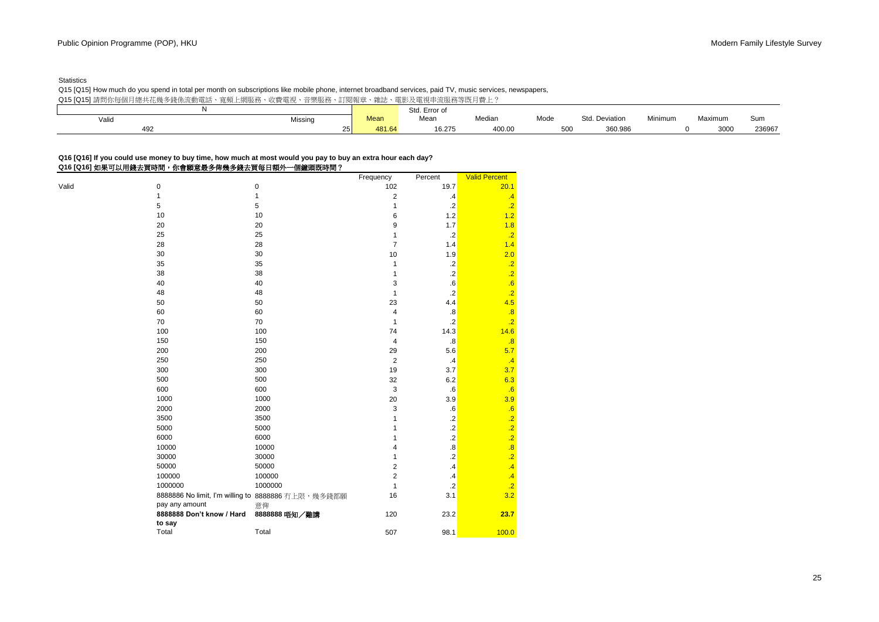Statistics

Q15 [Q15] How much do you spend in total per month on subscriptions like mobile phone, internet broadband services, paid TV, music services, newspapers,

Q15 [Q15] 請問你每個月總共花幾多錢係流動電話、寬頻上網服務、收費電視、音樂服務、訂閱報章、雜誌、電影及電視串流服務等既月費上？

| N | | Mean | Std. Error of Mean | Median | Mode | Std. Deviation | Minimum | Maximum | Sum |
|---|---|---|---|---|---|---|---|---|---|
| Valid | Missing | | | | | | | | |
| 492 | 25 | 481.64 | 16.275 | 400.00 | 500 | 360.986 | 0 | 3000 | 236967 |

**Q16 [Q16] If you could use money to buy time, how much at most would you pay to buy an extra hour each day?**
**Q16 [Q16] 如果可以用錢去買時間，你會願意最多俾幾多錢去買每日額外一個鐘頭既時間？**

| | | | Frequency | Percent | Valid Percent |
|---|---|---|---|---|---|
| Valid | 0 | 0 | 102 | 19.7 | 20.1 |
| | 1 | 1 | 2 | .4 | .4 |
| | 5 | 5 | 1 | .2 | .2 |
| | 10 | 10 | 6 | 1.2 | 1.2 |
| | 20 | 20 | 9 | 1.7 | 1.8 |
| | 25 | 25 | 1 | .2 | .2 |
| | 28 | 28 | 7 | 1.4 | 1.4 |
| | 30 | 30 | 10 | 1.9 | 2.0 |
| | 35 | 35 | 1 | .2 | .2 |
| | 38 | 38 | 1 | .2 | .2 |
| | 40 | 40 | 3 | .6 | .6 |
| | 48 | 48 | 1 | .2 | .2 |
| | 50 | 50 | 23 | 4.4 | 4.5 |
| | 60 | 60 | 4 | .8 | .8 |
| | 70 | 70 | 1 | .2 | .2 |
| | 100 | 100 | 74 | 14.3 | 14.6 |
| | 150 | 150 | 4 | .8 | .8 |
| | 200 | 200 | 29 | 5.6 | 5.7 |
| | 250 | 250 | 2 | .4 | .4 |
| | 300 | 300 | 19 | 3.7 | 3.7 |
| | 500 | 500 | 32 | 6.2 | 6.3 |
| | 600 | 600 | 3 | .6 | .6 |
| | 1000 | 1000 | 20 | 3.9 | 3.9 |
| | 2000 | 2000 | 3 | .6 | .6 |
| | 3500 | 3500 | 1 | .2 | .2 |
| | 5000 | 5000 | 1 | .2 | .2 |
| | 6000 | 6000 | 1 | .2 | .2 |
| | 10000 | 10000 | 4 | .8 | .8 |
| | 30000 | 30000 | 1 | .2 | .2 |
| | 50000 | 50000 | 2 | .4 | .4 |
| | 100000 | 100000 | 2 | .4 | .4 |
| | 1000000 | 1000000 | 1 | .2 | .2 |
| | 8888886 No limit, I'm willing to pay any amount | 8888886 冇上限，幾多錢都願意俾 | 16 | 3.1 | 3.2 |
| | **8888888 Don't know / Hard to say** | **8888888 唔知／難講** | 120 | 23.2 | **23.7** |
| | Total | Total | 507 | 98.1 | 100.0 |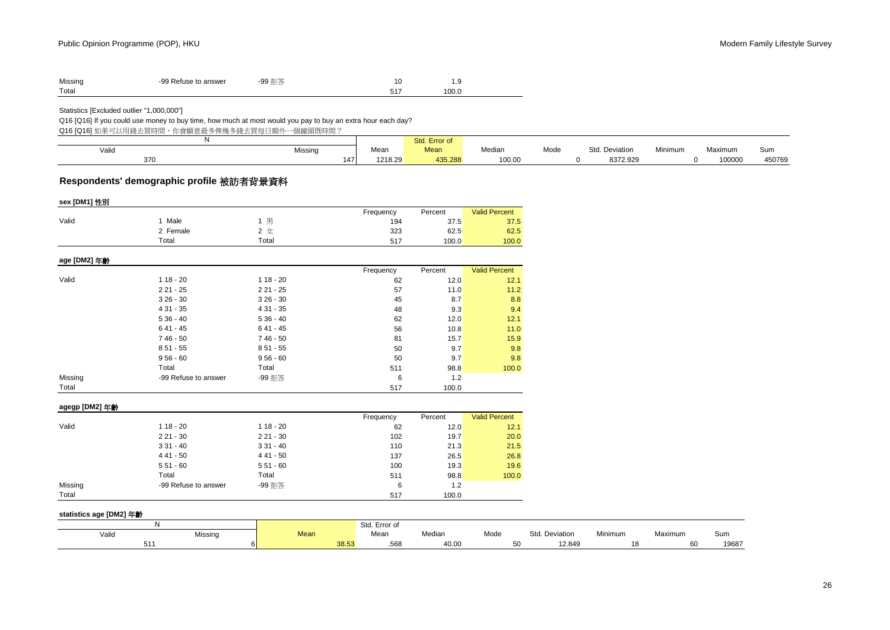| | | | | |
|---|---|---|---|---|
| Missing | -99 Refuse to answer | -99 拒答 | 10 | 1.9 |
| Total | | | 517 | 100.0 |

Statistics [Excluded outlier "1,000,000"]

Q16 [Q16] If you could use money to buy time, how much at most would you pay to buy an extra hour each day?

Q16 [Q16] 如果可以用錢去買時間，你會願意最多俾幾多錢去買每日額外一個鐘頭既時間？

| N | | Mean | Std. Error of Mean | Median | Mode | Std. Deviation | Minimum | Maximum | Sum |
|---|---|---|---|---|---|---|---|---|---|
| Valid | Missing | | | | | | | | |
| 370 | 147 | 1218.29 | 435.288 | 100.00 | 0 | 8372.929 | 0 | 100000 | 450769 |

## Respondents' demographic profile 被訪者背景資料

**sex [DM1] 性別**

| | | | Frequency | Percent | Valid Percent |
|---|---|---|---|---|---|
| Valid | 1 Male | 1 男 | 194 | 37.5 | 37.5 |
| | 2 Female | 2 女 | 323 | 62.5 | 62.5 |
| | Total | Total | 517 | 100.0 | 100.0 |

**age [DM2] 年齡**

| | | | Frequency | Percent | Valid Percent |
|---|---|---|---|---|---|
| Valid | 1 18 - 20 | 1 18 - 20 | 62 | 12.0 | 12.1 |
| | 2 21 - 25 | 2 21 - 25 | 57 | 11.0 | 11.2 |
| | 3 26 - 30 | 3 26 - 30 | 45 | 8.7 | 8.8 |
| | 4 31 - 35 | 4 31 - 35 | 48 | 9.3 | 9.4 |
| | 5 36 - 40 | 5 36 - 40 | 62 | 12.0 | 12.1 |
| | 6 41 - 45 | 6 41 - 45 | 56 | 10.8 | 11.0 |
| | 7 46 - 50 | 7 46 - 50 | 81 | 15.7 | 15.9 |
| | 8 51 - 55 | 8 51 - 55 | 50 | 9.7 | 9.8 |
| | 9 56 - 60 | 9 56 - 60 | 50 | 9.7 | 9.8 |
| | Total | Total | 511 | 98.8 | 100.0 |
| Missing | -99 Refuse to answer | -99 拒答 | 6 | 1.2 | |
| Total | | | 517 | 100.0 | |

**agegp [DM2] 年齡**

| | | | Frequency | Percent | Valid Percent |
|---|---|---|---|---|---|
| Valid | 1 18 - 20 | 1 18 - 20 | 62 | 12.0 | 12.1 |
| | 2 21 - 30 | 2 21 - 30 | 102 | 19.7 | 20.0 |
| | 3 31 - 40 | 3 31 - 40 | 110 | 21.3 | 21.5 |
| | 4 41 - 50 | 4 41 - 50 | 137 | 26.5 | 26.8 |
| | 5 51 - 60 | 5 51 - 60 | 100 | 19.3 | 19.6 |
| | Total | Total | 511 | 98.8 | 100.0 |
| Missing | -99 Refuse to answer | -99 拒答 | 6 | 1.2 | |
| Total | | | 517 | 100.0 | |

**statistics age [DM2] 年齡**

| N | | Mean | Std. Error of Mean | Median | Mode | Std. Deviation | Minimum | Maximum | Sum |
|---|---|---|---|---|---|---|---|---|---|
| Valid | Missing | | | | | | | | |
| 511 | 6 | 38.53 | .568 | 40.00 | 50 | 12.849 | 18 | 60 | 19687 |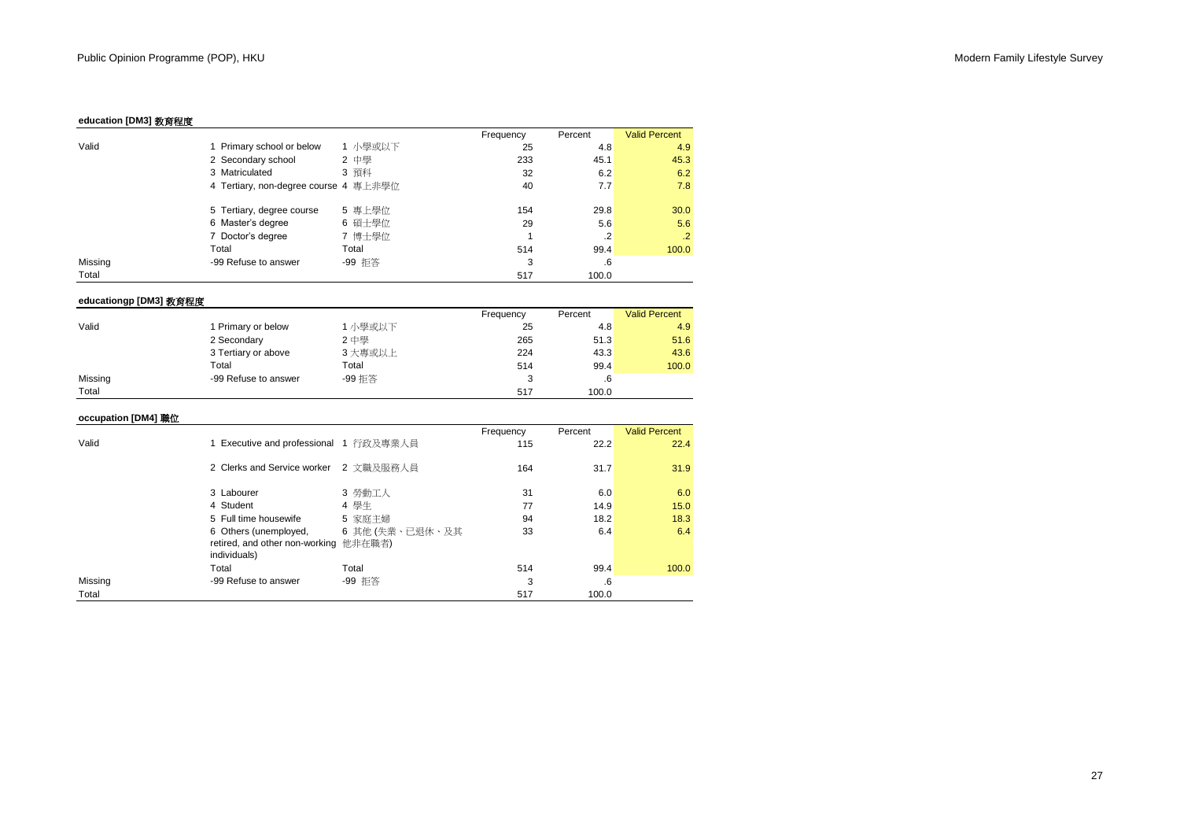**education [DM3] 教育程度**

| | | | Frequency | Percent | Valid Percent |
|---|---|---|---|---|---|
| Valid | 1 Primary school or below | 1 小學或以下 | 25 | 4.8 | 4.9 |
| | 2 Secondary school | 2 中學 | 233 | 45.1 | 45.3 |
| | 3 Matriculated | 3 預科 | 32 | 6.2 | 6.2 |
| | 4 Tertiary, non-degree course | 4 專上非學位 | 40 | 7.7 | 7.8 |
| | 5 Tertiary, degree course | 5 專上學位 | 154 | 29.8 | 30.0 |
| | 6 Master's degree | 6 碩士學位 | 29 | 5.6 | 5.6 |
| | 7 Doctor's degree | 7 博士學位 | 1 | .2 | .2 |
| | Total | Total | 514 | 99.4 | 100.0 |
| Missing | -99 Refuse to answer | -99 拒答 | 3 | .6 | |
| Total | | | 517 | 100.0 | |

**educationgp [DM3] 教育程度**

| | | | Frequency | Percent | Valid Percent |
|---|---|---|---|---|---|
| Valid | 1 Primary or below | 1 小學或以下 | 25 | 4.8 | 4.9 |
| | 2 Secondary | 2 中學 | 265 | 51.3 | 51.6 |
| | 3 Tertiary or above | 3 大專或以上 | 224 | 43.3 | 43.6 |
| | Total | Total | 514 | 99.4 | 100.0 |
| Missing | -99 Refuse to answer | -99 拒答 | 3 | .6 | |
| Total | | | 517 | 100.0 | |

**occupation [DM4] 職位**

| | | | Frequency | Percent | Valid Percent |
|---|---|---|---|---|---|
| Valid | 1 Executive and professional | 1 行政及專業人員 | 115 | 22.2 | 22.4 |
| | 2 Clerks and Service worker | 2 文職及服務人員 | 164 | 31.7 | 31.9 |
| | 3 Labourer | 3 勞動工人 | 31 | 6.0 | 6.0 |
| | 4 Student | 4 學生 | 77 | 14.9 | 15.0 |
| | 5 Full time housewife | 5 家庭主婦 | 94 | 18.2 | 18.3 |
| | 6 Others (unemployed, retired, and other non-working individuals) | 6 其他 (失業、已退休、及其他非在職者) | 33 | 6.4 | 6.4 |
| | Total | Total | 514 | 99.4 | 100.0 |
| Missing | -99 Refuse to answer | -99 拒答 | 3 | .6 | |
| Total | | | 517 | 100.0 | |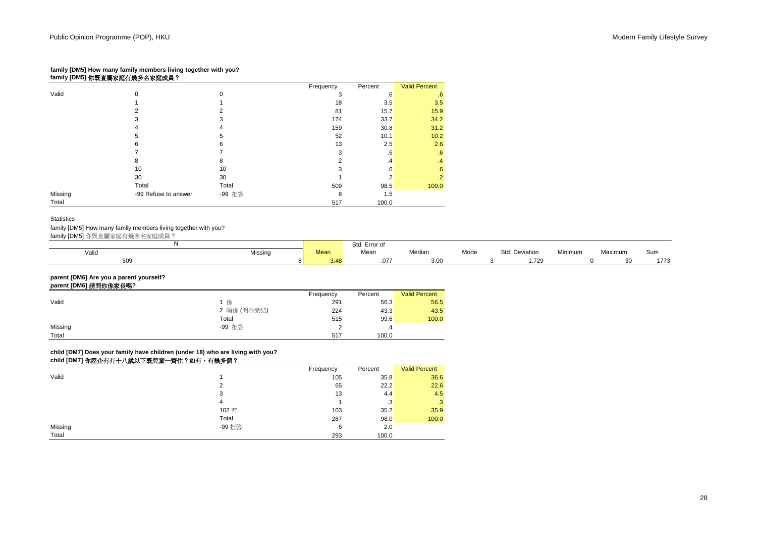**family [DM5] How many family members living together with you?**
**family [DM5] 你既直屬家庭有幾多名家庭成員？**

| | | | Frequency | Percent | Valid Percent |
|---|---|---|---|---|---|
| Valid | 0 | 0 | 3 | .6 | .6 |
| | 1 | 1 | 18 | 3.5 | 3.5 |
| | 2 | 2 | 81 | 15.7 | 15.9 |
| | 3 | 3 | 174 | 33.7 | 34.2 |
| | 4 | 4 | 159 | 30.8 | 31.2 |
| | 5 | 5 | 52 | 10.1 | 10.2 |
| | 6 | 6 | 13 | 2.5 | 2.6 |
| | 7 | 7 | 3 | .6 | .6 |
| | 8 | 8 | 2 | .4 | .4 |
| | 10 | 10 | 3 | .6 | .6 |
| | 30 | 30 | 1 | .2 | .2 |
| | Total | Total | 509 | 98.5 | 100.0 |
| Missing | -99 Refuse to answer | -99 拒答 | 8 | 1.5 | |
| Total | | | 517 | 100.0 | |

Statistics

family [DM5] How many family members living together with you?
family [DM5] 你既直屬家庭有幾多名家庭成員？

| N | | Mean | Std. Error of Mean | Median | Mode | Std. Deviation | Minimum | Maximum | Sum |
|---|---|---|---|---|---|---|---|---|---|
| Valid | Missing | | | | | | | | |
| 509 | 8 | 3.48 | .077 | 3.00 | 3 | 1.729 | 0 | 30 | 1773 |

**parent [DM6] Are you a parent yourself?**
**parent [DM6] 請問你係家長嗎?**

| | | Frequency | Percent | Valid Percent |
|---|---|---|---|---|
| Valid | 1 係 | 291 | 56.3 | 56.5 |
| | 2 唔係 (問卷完結) | 224 | 43.3 | 43.5 |
| | Total | 515 | 99.6 | 100.0 |
| Missing | -99 拒答 | 2 | .4 | |
| Total | | 517 | 100.0 | |

**child [DM7] Does your family have children (under 18) who are living with you?**
**child [DM7] 你屋企有冇十八歲以下既兒童一齊住？如有，有幾多個？**

| | | Frequency | Percent | Valid Percent |
|---|---|---|---|---|
| Valid | 1 | 105 | 35.8 | 36.6 |
| | 2 | 65 | 22.2 | 22.6 |
| | 3 | 13 | 4.4 | 4.5 |
| | 4 | 1 | .3 | .3 |
| | 102 冇 | 103 | 35.2 | 35.9 |
| | Total | 287 | 98.0 | 100.0 |
| Missing | -99 拒答 | 6 | 2.0 | |
| Total | | 293 | 100.0 | |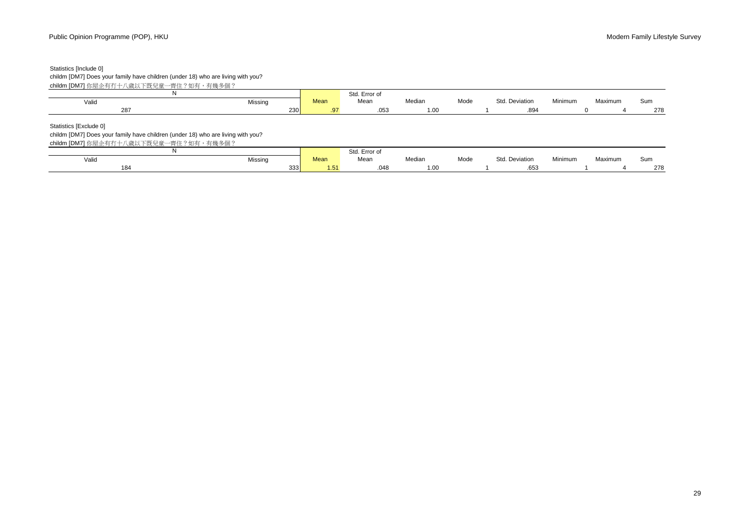Statistics [Include 0]

childm [DM7] Does your family have children (under 18) who are living with you?

childm [DM7] 你屋企有冇十八歲以下既兒童一齊住？如有，有幾多個？

| N | | Mean | Std. Error of Mean | Median | Mode | Std. Deviation | Minimum | Maximum | Sum |
|---|---|---|---|---|---|---|---|---|---|
| Valid | Missing | | | | | | | | |
| 287 | 230 | .97 | .053 | 1.00 | 1 | .894 | 0 | 4 | 278 |

Statistics [Exclude 0]

childm [DM7] Does your family have children (under 18) who are living with you?

childm [DM7] 你屋企有冇十八歲以下既兒童一齊住？如有，有幾多個？

| N | | Mean | Std. Error of Mean | Median | Mode | Std. Deviation | Minimum | Maximum | Sum |
|---|---|---|---|---|---|---|---|---|---|
| Valid | Missing | | | | | | | | |
| 184 | 333 | 1.51 | .048 | 1.00 | 1 | .653 | 1 | 4 | 278 |